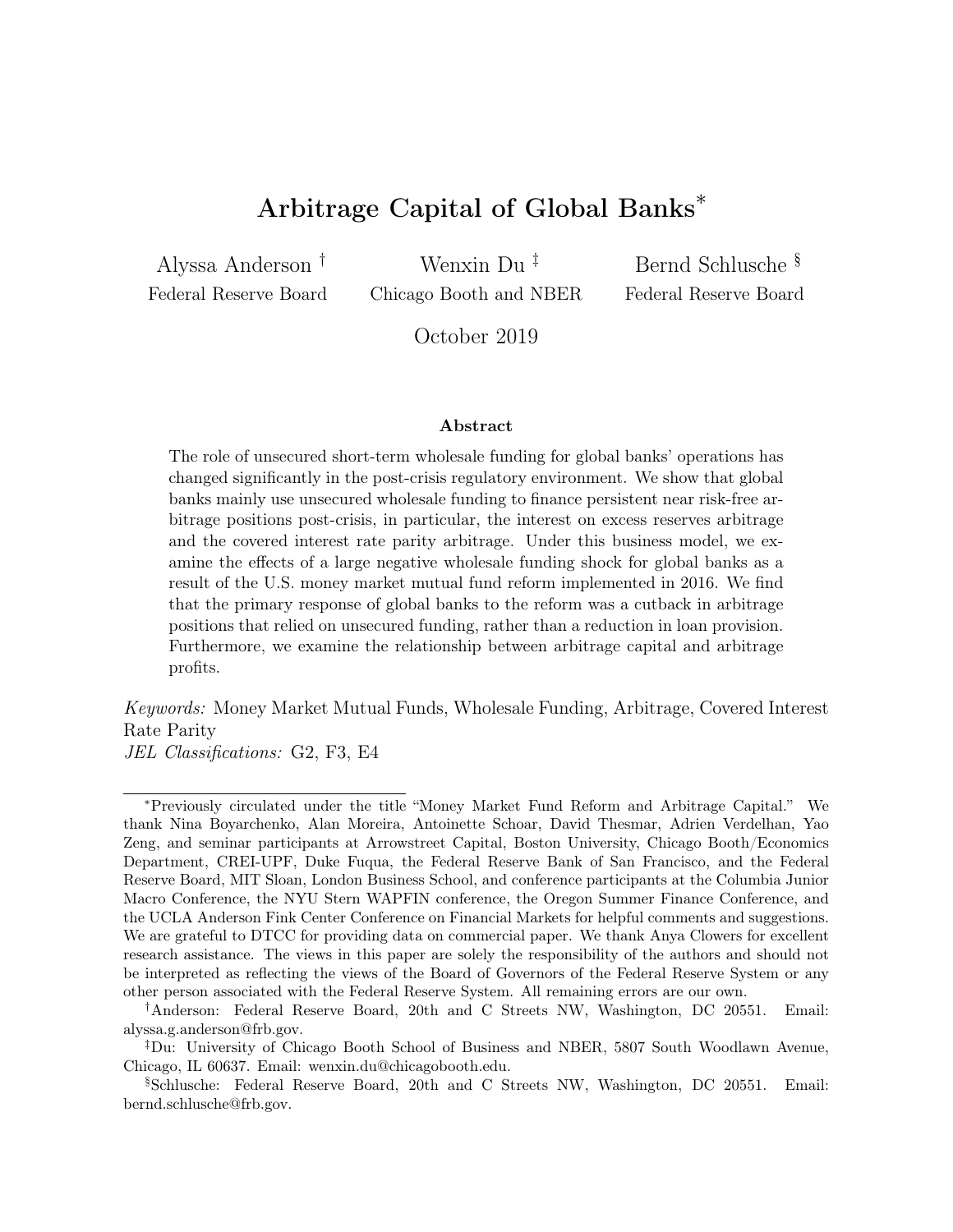# Arbitrage Capital of Global Banks[*]

Alyssa Anderson [†]
Federal Reserve Board

Wenxin Du [‡]
Chicago Booth and NBER

Bernd Schlusche [§]
Federal Reserve Board

October 2019

### Abstract

The role of unsecured short-term wholesale funding for global banks' operations has changed significantly in the post-crisis regulatory environment. We show that global banks mainly use unsecured wholesale funding to finance persistent near risk-free arbitrage positions post-crisis, in particular, the interest on excess reserves arbitrage and the covered interest rate parity arbitrage. Under this business model, we examine the effects of a large negative wholesale funding shock for global banks as a result of the U.S. money market mutual fund reform implemented in 2016. We find that the primary response of global banks to the reform was a cutback in arbitrage positions that relied on unsecured funding, rather than a reduction in loan provision. Furthermore, we examine the relationship between arbitrage capital and arbitrage profits.

*Keywords:* Money Market Mutual Funds, Wholesale Funding, Arbitrage, Covered Interest Rate Parity
*JEL Classifications:* G2, F3, E4

---

[*] Previously circulated under the title "Money Market Fund Reform and Arbitrage Capital." We thank Nina Boyarchenko, Alan Moreira, Antoinette Schoar, David Thesmar, Adrien Verdelhan, Yao Zeng, and seminar participants at Arrowstreet Capital, Boston University, Chicago Booth/Economics Department, CREI-UPF, Duke Fuqua, the Federal Reserve Bank of San Francisco, and the Federal Reserve Board, MIT Sloan, London Business School, and conference participants at the Columbia Junior Macro Conference, the NYU Stern WAPFIN conference, the Oregon Summer Finance Conference, and the UCLA Anderson Fink Center Conference on Financial Markets for helpful comments and suggestions. We are grateful to DTCC for providing data on commercial paper. We thank Anya Clowers for excellent research assistance. The views in this paper are solely the responsibility of the authors and should not be interpreted as reflecting the views of the Board of Governors of the Federal Reserve System or any other person associated with the Federal Reserve System. All remaining errors are our own.

[†] Anderson: Federal Reserve Board, 20th and C Streets NW, Washington, DC 20551. Email: alyssa.g.anderson@frb.gov.

[‡] Du: University of Chicago Booth School of Business and NBER, 5807 South Woodlawn Avenue, Chicago, IL 60637. Email: wenxin.du@chicagobooth.edu.

[§] Schlusche: Federal Reserve Board, 20th and C Streets NW, Washington, DC 20551. Email: bernd.schlusche@frb.gov.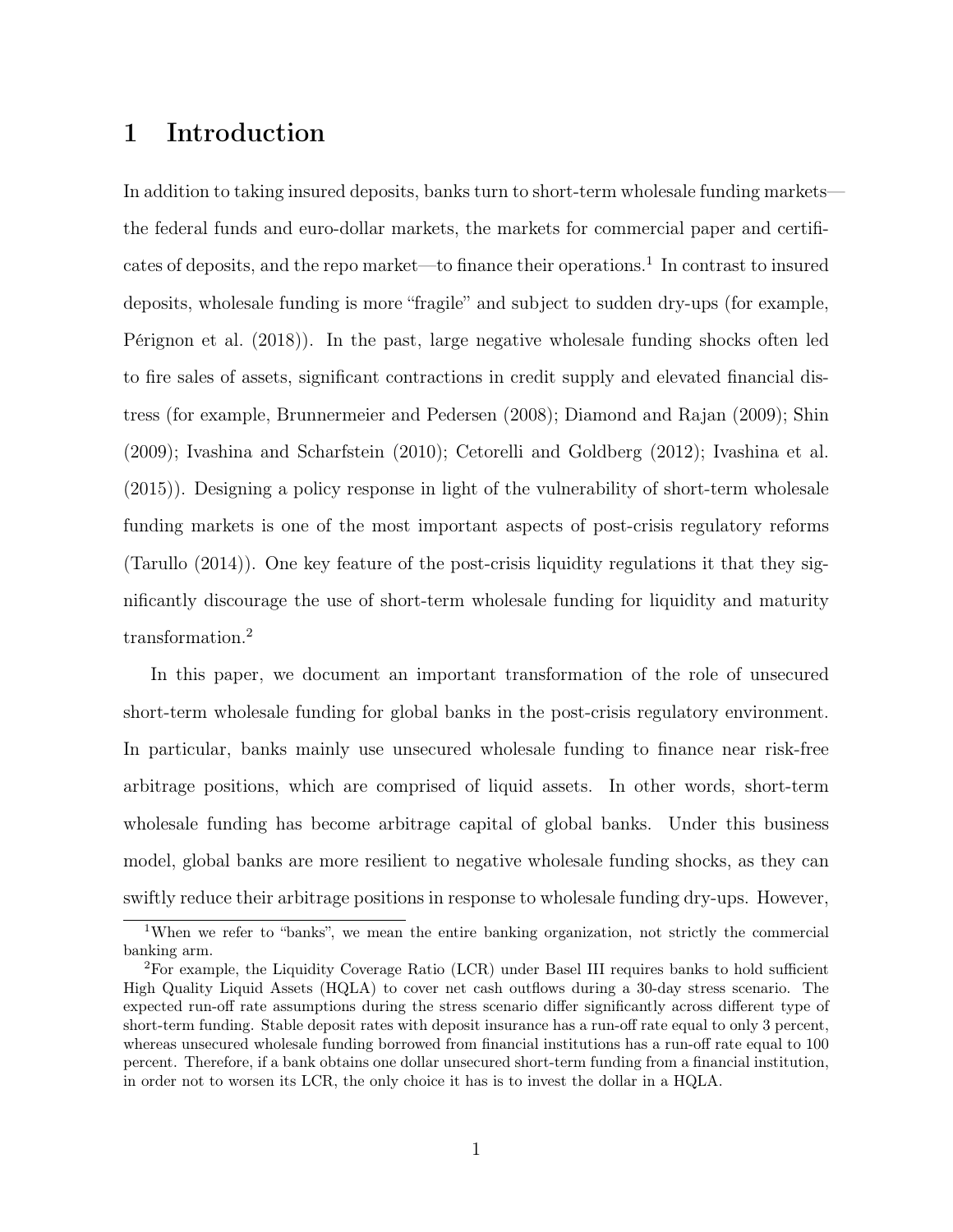# 1 Introduction

In addition to taking insured deposits, banks turn to short-term wholesale funding markets—the federal funds and euro-dollar markets, the markets for commercial paper and certificates of deposits, and the repo market—to finance their operations.[1] In contrast to insured deposits, wholesale funding is more "fragile" and subject to sudden dry-ups (for example, Pérignon et al. (2018)). In the past, large negative wholesale funding shocks often led to fire sales of assets, significant contractions in credit supply and elevated financial distress (for example, Brunnermeier and Pedersen (2008); Diamond and Rajan (2009); Shin (2009); Ivashina and Scharfstein (2010); Cetorelli and Goldberg (2012); Ivashina et al. (2015)). Designing a policy response in light of the vulnerability of short-term wholesale funding markets is one of the most important aspects of post-crisis regulatory reforms (Tarullo (2014)). One key feature of the post-crisis liquidity regulations it that they significantly discourage the use of short-term wholesale funding for liquidity and maturity transformation.[2]

In this paper, we document an important transformation of the role of unsecured short-term wholesale funding for global banks in the post-crisis regulatory environment. In particular, banks mainly use unsecured wholesale funding to finance near risk-free arbitrage positions, which are comprised of liquid assets. In other words, short-term wholesale funding has become arbitrage capital of global banks. Under this business model, global banks are more resilient to negative wholesale funding shocks, as they can swiftly reduce their arbitrage positions in response to wholesale funding dry-ups. However,

[1] When we refer to "banks", we mean the entire banking organization, not strictly the commercial banking arm.

[2] For example, the Liquidity Coverage Ratio (LCR) under Basel III requires banks to hold sufficient High Quality Liquid Assets (HQLA) to cover net cash outflows during a 30-day stress scenario. The expected run-off rate assumptions during the stress scenario differ significantly across different type of short-term funding. Stable deposit rates with deposit insurance has a run-off rate equal to only 3 percent, whereas unsecured wholesale funding borrowed from financial institutions has a run-off rate equal to 100 percent. Therefore, if a bank obtains one dollar unsecured short-term funding from a financial institution, in order not to worsen its LCR, the only choice it has is to invest the dollar in a HQLA.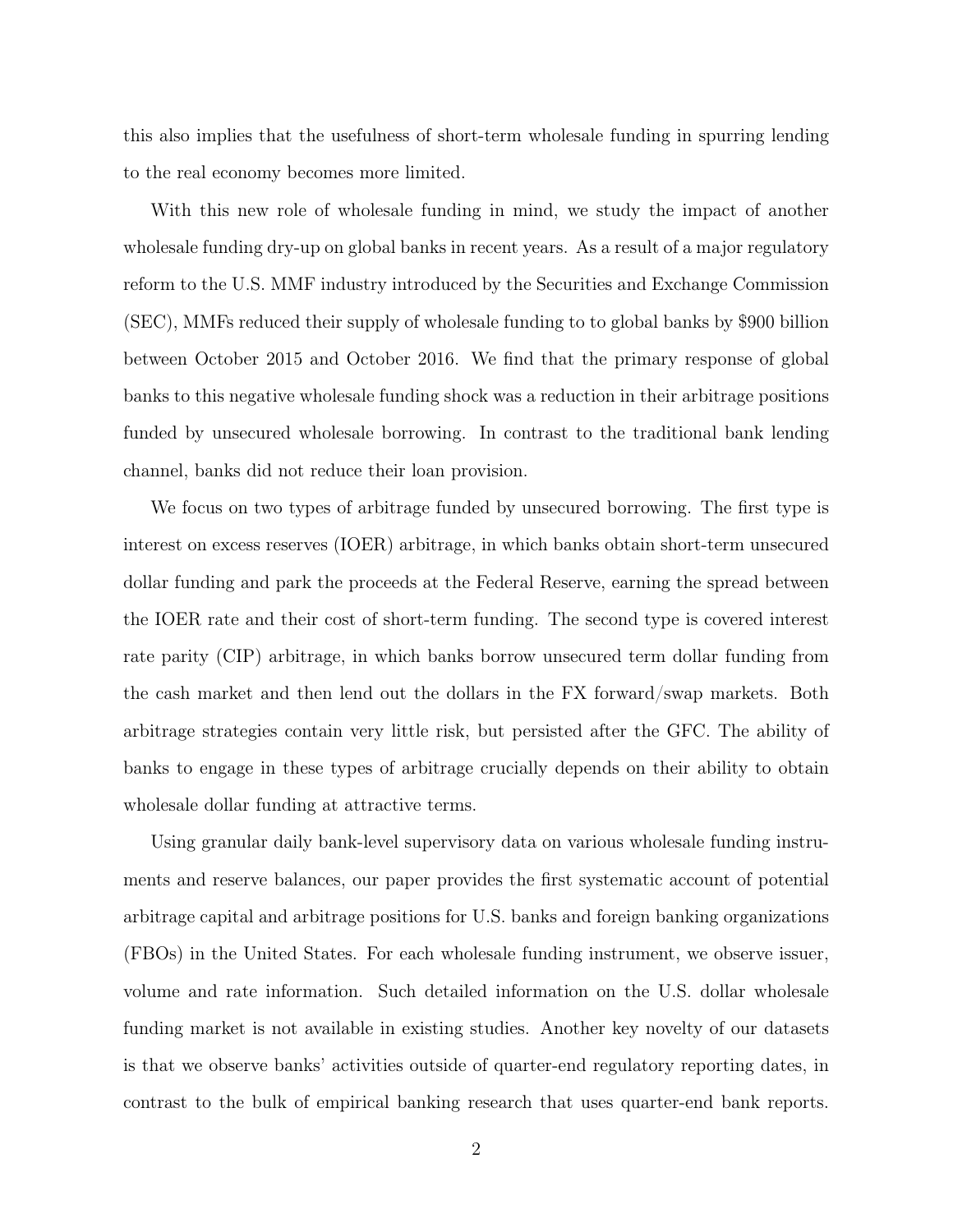this also implies that the usefulness of short-term wholesale funding in spurring lending to the real economy becomes more limited.

With this new role of wholesale funding in mind, we study the impact of another wholesale funding dry-up on global banks in recent years. As a result of a major regulatory reform to the U.S. MMF industry introduced by the Securities and Exchange Commission (SEC), MMFs reduced their supply of wholesale funding to to global banks by $900 billion between October 2015 and October 2016. We find that the primary response of global banks to this negative wholesale funding shock was a reduction in their arbitrage positions funded by unsecured wholesale borrowing. In contrast to the traditional bank lending channel, banks did not reduce their loan provision.

We focus on two types of arbitrage funded by unsecured borrowing. The first type is interest on excess reserves (IOER) arbitrage, in which banks obtain short-term unsecured dollar funding and park the proceeds at the Federal Reserve, earning the spread between the IOER rate and their cost of short-term funding. The second type is covered interest rate parity (CIP) arbitrage, in which banks borrow unsecured term dollar funding from the cash market and then lend out the dollars in the FX forward/swap markets. Both arbitrage strategies contain very little risk, but persisted after the GFC. The ability of banks to engage in these types of arbitrage crucially depends on their ability to obtain wholesale dollar funding at attractive terms.

Using granular daily bank-level supervisory data on various wholesale funding instruments and reserve balances, our paper provides the first systematic account of potential arbitrage capital and arbitrage positions for U.S. banks and foreign banking organizations (FBOs) in the United States. For each wholesale funding instrument, we observe issuer, volume and rate information. Such detailed information on the U.S. dollar wholesale funding market is not available in existing studies. Another key novelty of our datasets is that we observe banks' activities outside of quarter-end regulatory reporting dates, in contrast to the bulk of empirical banking research that uses quarter-end bank reports.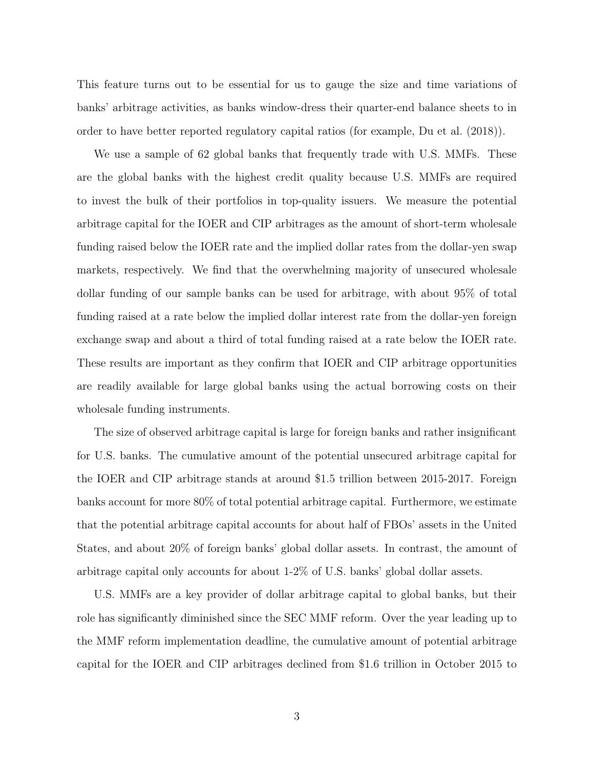This feature turns out to be essential for us to gauge the size and time variations of banks' arbitrage activities, as banks window-dress their quarter-end balance sheets to in order to have better reported regulatory capital ratios (for example, Du et al. (2018)).

We use a sample of 62 global banks that frequently trade with U.S. MMFs. These are the global banks with the highest credit quality because U.S. MMFs are required to invest the bulk of their portfolios in top-quality issuers. We measure the potential arbitrage capital for the IOER and CIP arbitrages as the amount of short-term wholesale funding raised below the IOER rate and the implied dollar rates from the dollar-yen swap markets, respectively. We find that the overwhelming majority of unsecured wholesale dollar funding of our sample banks can be used for arbitrage, with about 95% of total funding raised at a rate below the implied dollar interest rate from the dollar-yen foreign exchange swap and about a third of total funding raised at a rate below the IOER rate. These results are important as they confirm that IOER and CIP arbitrage opportunities are readily available for large global banks using the actual borrowing costs on their wholesale funding instruments.

The size of observed arbitrage capital is large for foreign banks and rather insignificant for U.S. banks. The cumulative amount of the potential unsecured arbitrage capital for the IOER and CIP arbitrage stands at around $1.5 trillion between 2015-2017. Foreign banks account for more 80% of total potential arbitrage capital. Furthermore, we estimate that the potential arbitrage capital accounts for about half of FBOs' assets in the United States, and about 20% of foreign banks' global dollar assets. In contrast, the amount of arbitrage capital only accounts for about 1-2% of U.S. banks' global dollar assets.

U.S. MMFs are a key provider of dollar arbitrage capital to global banks, but their role has significantly diminished since the SEC MMF reform. Over the year leading up to the MMF reform implementation deadline, the cumulative amount of potential arbitrage capital for the IOER and CIP arbitrages declined from $1.6 trillion in October 2015 to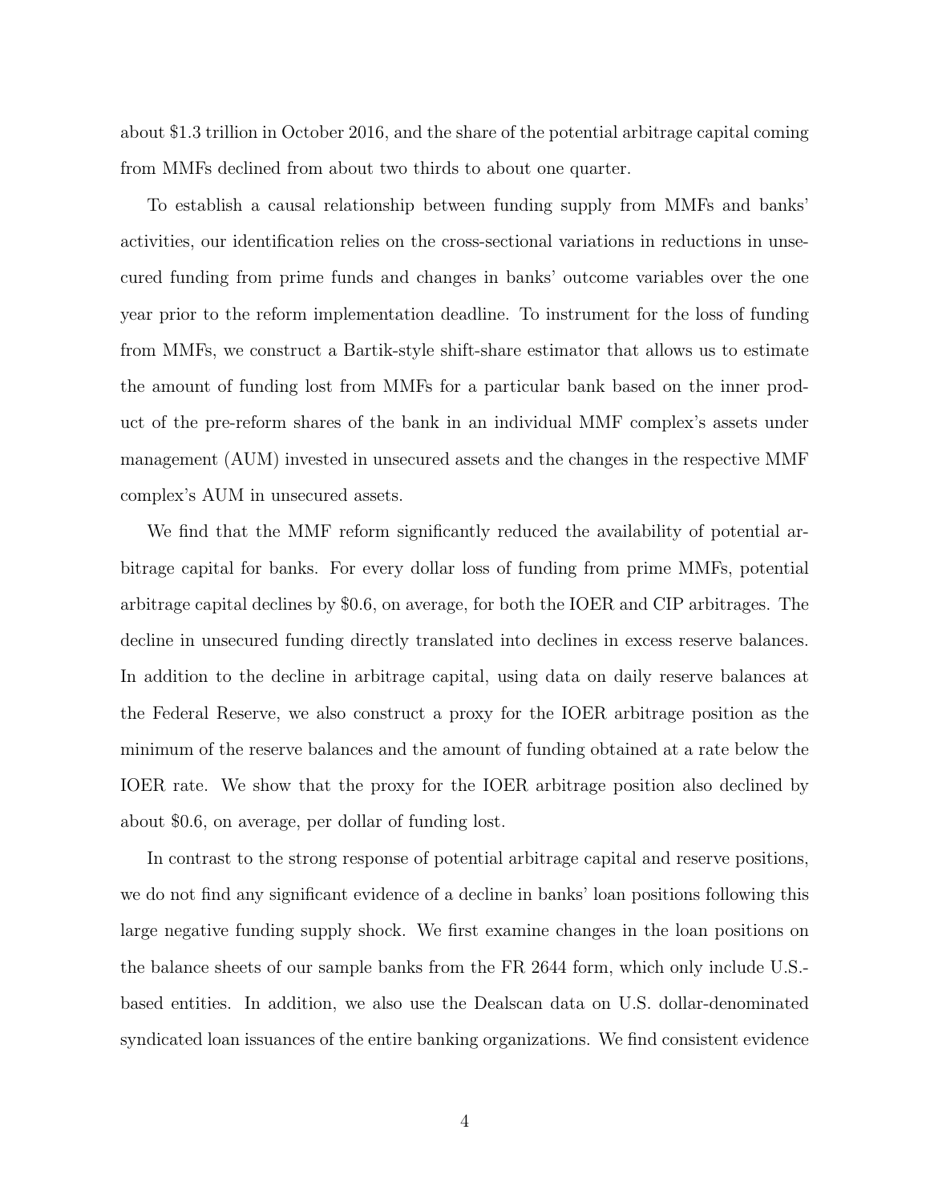about $1.3 trillion in October 2016, and the share of the potential arbitrage capital coming from MMFs declined from about two thirds to about one quarter.

To establish a causal relationship between funding supply from MMFs and banks' activities, our identification relies on the cross-sectional variations in reductions in unsecured funding from prime funds and changes in banks' outcome variables over the one year prior to the reform implementation deadline. To instrument for the loss of funding from MMFs, we construct a Bartik-style shift-share estimator that allows us to estimate the amount of funding lost from MMFs for a particular bank based on the inner product of the pre-reform shares of the bank in an individual MMF complex's assets under management (AUM) invested in unsecured assets and the changes in the respective MMF complex's AUM in unsecured assets.

We find that the MMF reform significantly reduced the availability of potential arbitrage capital for banks. For every dollar loss of funding from prime MMFs, potential arbitrage capital declines by $0.6, on average, for both the IOER and CIP arbitrages. The decline in unsecured funding directly translated into declines in excess reserve balances. In addition to the decline in arbitrage capital, using data on daily reserve balances at the Federal Reserve, we also construct a proxy for the IOER arbitrage position as the minimum of the reserve balances and the amount of funding obtained at a rate below the IOER rate. We show that the proxy for the IOER arbitrage position also declined by about $0.6, on average, per dollar of funding lost.

In contrast to the strong response of potential arbitrage capital and reserve positions, we do not find any significant evidence of a decline in banks' loan positions following this large negative funding supply shock. We first examine changes in the loan positions on the balance sheets of our sample banks from the FR 2644 form, which only include U.S.-based entities. In addition, we also use the Dealscan data on U.S. dollar-denominated syndicated loan issuances of the entire banking organizations. We find consistent evidence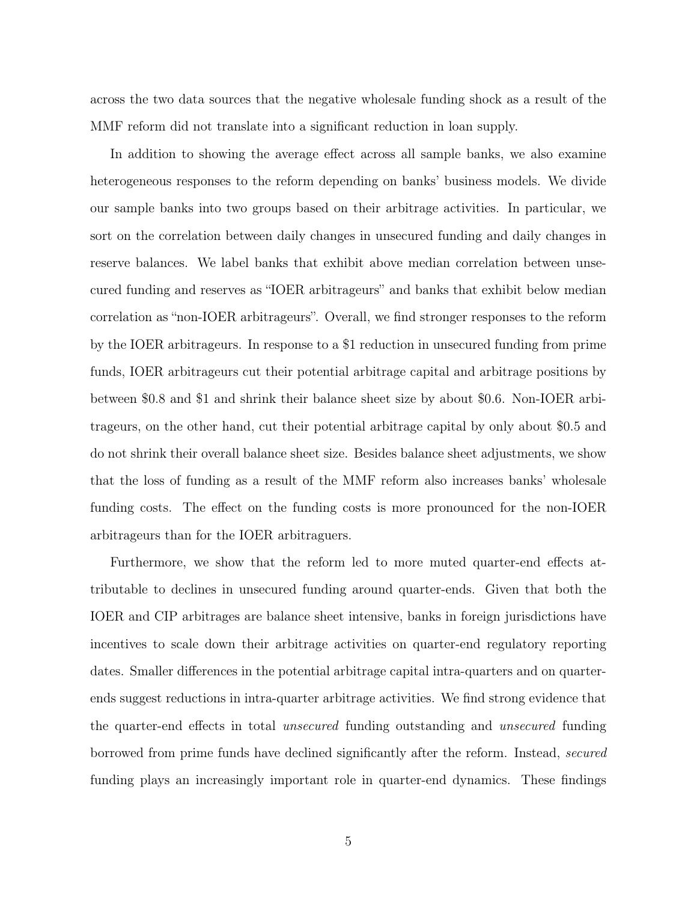across the two data sources that the negative wholesale funding shock as a result of the MMF reform did not translate into a significant reduction in loan supply.

In addition to showing the average effect across all sample banks, we also examine heterogeneous responses to the reform depending on banks' business models. We divide our sample banks into two groups based on their arbitrage activities. In particular, we sort on the correlation between daily changes in unsecured funding and daily changes in reserve balances. We label banks that exhibit above median correlation between unsecured funding and reserves as "IOER arbitrageurs" and banks that exhibit below median correlation as "non-IOER arbitrageurs". Overall, we find stronger responses to the reform by the IOER arbitrageurs. In response to a $1 reduction in unsecured funding from prime funds, IOER arbitrageurs cut their potential arbitrage capital and arbitrage positions by between $0.8 and $1 and shrink their balance sheet size by about $0.6. Non-IOER arbitrageurs, on the other hand, cut their potential arbitrage capital by only about $0.5 and do not shrink their overall balance sheet size. Besides balance sheet adjustments, we show that the loss of funding as a result of the MMF reform also increases banks' wholesale funding costs. The effect on the funding costs is more pronounced for the non-IOER arbitrageurs than for the IOER arbitraguers.

Furthermore, we show that the reform led to more muted quarter-end effects attributable to declines in unsecured funding around quarter-ends. Given that both the IOER and CIP arbitrages are balance sheet intensive, banks in foreign jurisdictions have incentives to scale down their arbitrage activities on quarter-end regulatory reporting dates. Smaller differences in the potential arbitrage capital intra-quarters and on quarter-ends suggest reductions in intra-quarter arbitrage activities. We find strong evidence that the quarter-end effects in total *unsecured* funding outstanding and *unsecured* funding borrowed from prime funds have declined significantly after the reform. Instead, *secured* funding plays an increasingly important role in quarter-end dynamics. These findings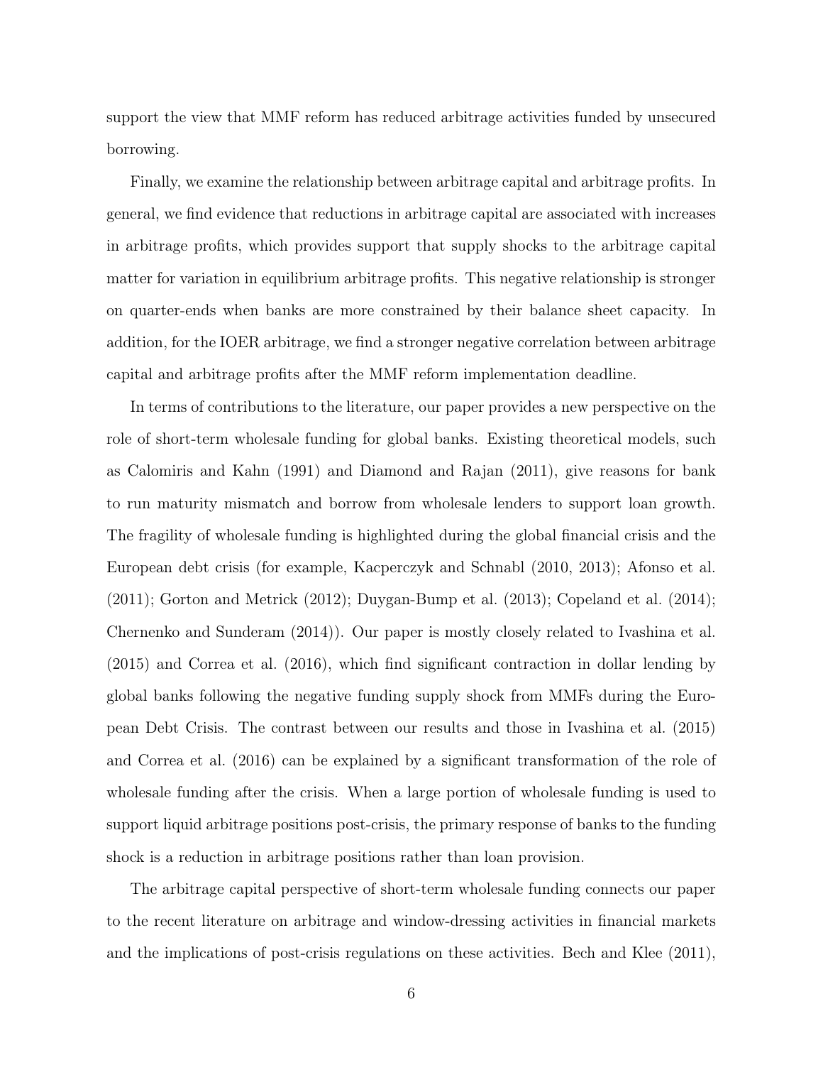support the view that MMF reform has reduced arbitrage activities funded by unsecured borrowing.

Finally, we examine the relationship between arbitrage capital and arbitrage profits. In general, we find evidence that reductions in arbitrage capital are associated with increases in arbitrage profits, which provides support that supply shocks to the arbitrage capital matter for variation in equilibrium arbitrage profits. This negative relationship is stronger on quarter-ends when banks are more constrained by their balance sheet capacity. In addition, for the IOER arbitrage, we find a stronger negative correlation between arbitrage capital and arbitrage profits after the MMF reform implementation deadline.

In terms of contributions to the literature, our paper provides a new perspective on the role of short-term wholesale funding for global banks. Existing theoretical models, such as Calomiris and Kahn (1991) and Diamond and Rajan (2011), give reasons for bank to run maturity mismatch and borrow from wholesale lenders to support loan growth. The fragility of wholesale funding is highlighted during the global financial crisis and the European debt crisis (for example, Kacperczyk and Schnabl (2010, 2013); Afonso et al. (2011); Gorton and Metrick (2012); Duygan-Bump et al. (2013); Copeland et al. (2014); Chernenko and Sunderam (2014)). Our paper is mostly closely related to Ivashina et al. (2015) and Correa et al. (2016), which find significant contraction in dollar lending by global banks following the negative funding supply shock from MMFs during the European Debt Crisis. The contrast between our results and those in Ivashina et al. (2015) and Correa et al. (2016) can be explained by a significant transformation of the role of wholesale funding after the crisis. When a large portion of wholesale funding is used to support liquid arbitrage positions post-crisis, the primary response of banks to the funding shock is a reduction in arbitrage positions rather than loan provision.

The arbitrage capital perspective of short-term wholesale funding connects our paper to the recent literature on arbitrage and window-dressing activities in financial markets and the implications of post-crisis regulations on these activities. Bech and Klee (2011),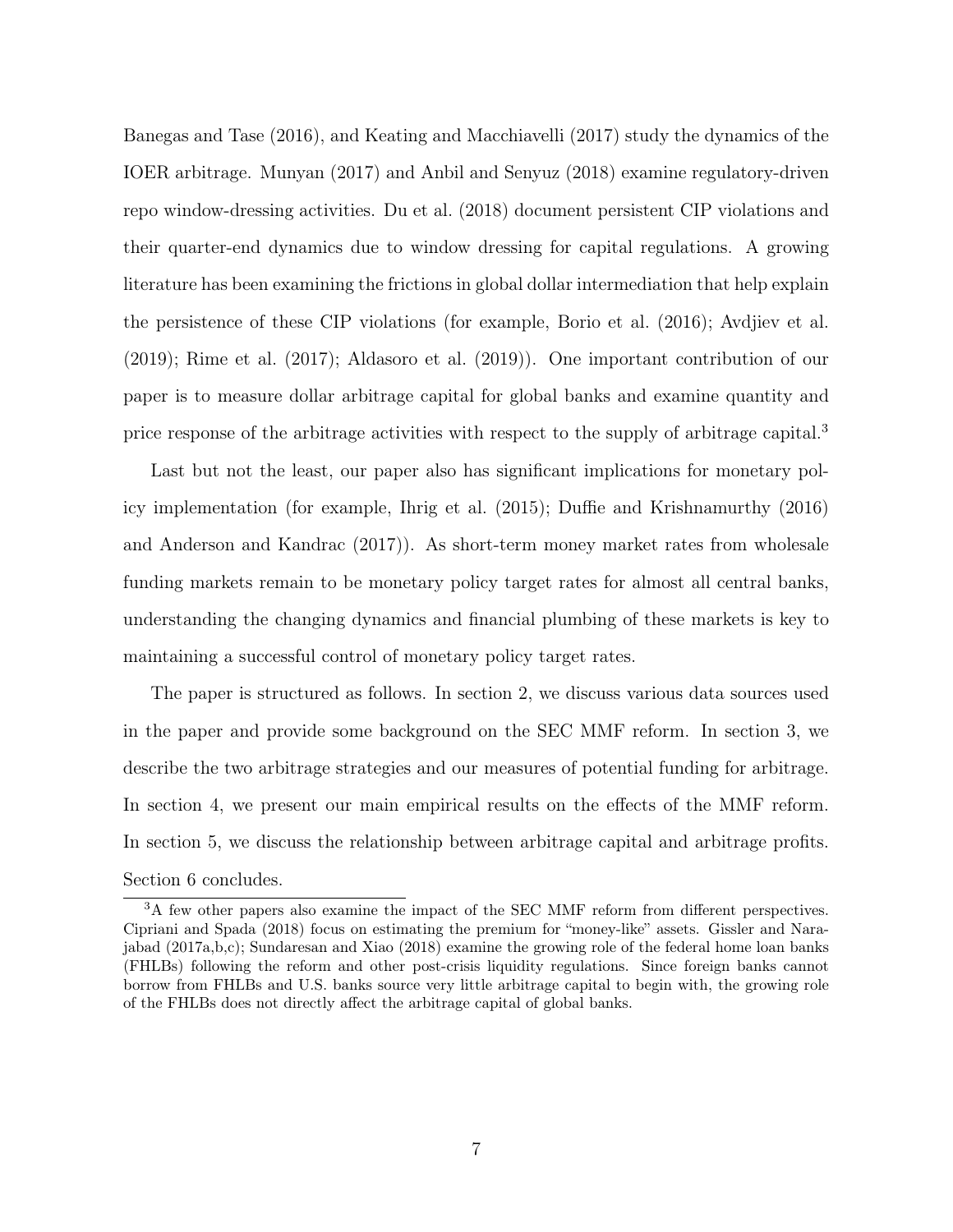Banegas and Tase (2016), and Keating and Macchiavelli (2017) study the dynamics of the IOER arbitrage. Munyan (2017) and Anbil and Senyuz (2018) examine regulatory-driven repo window-dressing activities. Du et al. (2018) document persistent CIP violations and their quarter-end dynamics due to window dressing for capital regulations. A growing literature has been examining the frictions in global dollar intermediation that help explain the persistence of these CIP violations (for example, Borio et al. (2016); Avdjiev et al. (2019); Rime et al. (2017); Aldasoro et al. (2019)). One important contribution of our paper is to measure dollar arbitrage capital for global banks and examine quantity and price response of the arbitrage activities with respect to the supply of arbitrage capital.[3]

Last but not the least, our paper also has significant implications for monetary policy implementation (for example, Ihrig et al. (2015); Duffie and Krishnamurthy (2016) and Anderson and Kandrac (2017)). As short-term money market rates from wholesale funding markets remain to be monetary policy target rates for almost all central banks, understanding the changing dynamics and financial plumbing of these markets is key to maintaining a successful control of monetary policy target rates.

The paper is structured as follows. In section 2, we discuss various data sources used in the paper and provide some background on the SEC MMF reform. In section 3, we describe the two arbitrage strategies and our measures of potential funding for arbitrage. In section 4, we present our main empirical results on the effects of the MMF reform. In section 5, we discuss the relationship between arbitrage capital and arbitrage profits. Section 6 concludes.

[3] A few other papers also examine the impact of the SEC MMF reform from different perspectives. Cipriani and Spada (2018) focus on estimating the premium for "money-like" assets. Gissler and Narajabad (2017a,b,c); Sundaresan and Xiao (2018) examine the growing role of the federal home loan banks (FHLBs) following the reform and other post-crisis liquidity regulations. Since foreign banks cannot borrow from FHLBs and U.S. banks source very little arbitrage capital to begin with, the growing role of the FHLBs does not directly affect the arbitrage capital of global banks.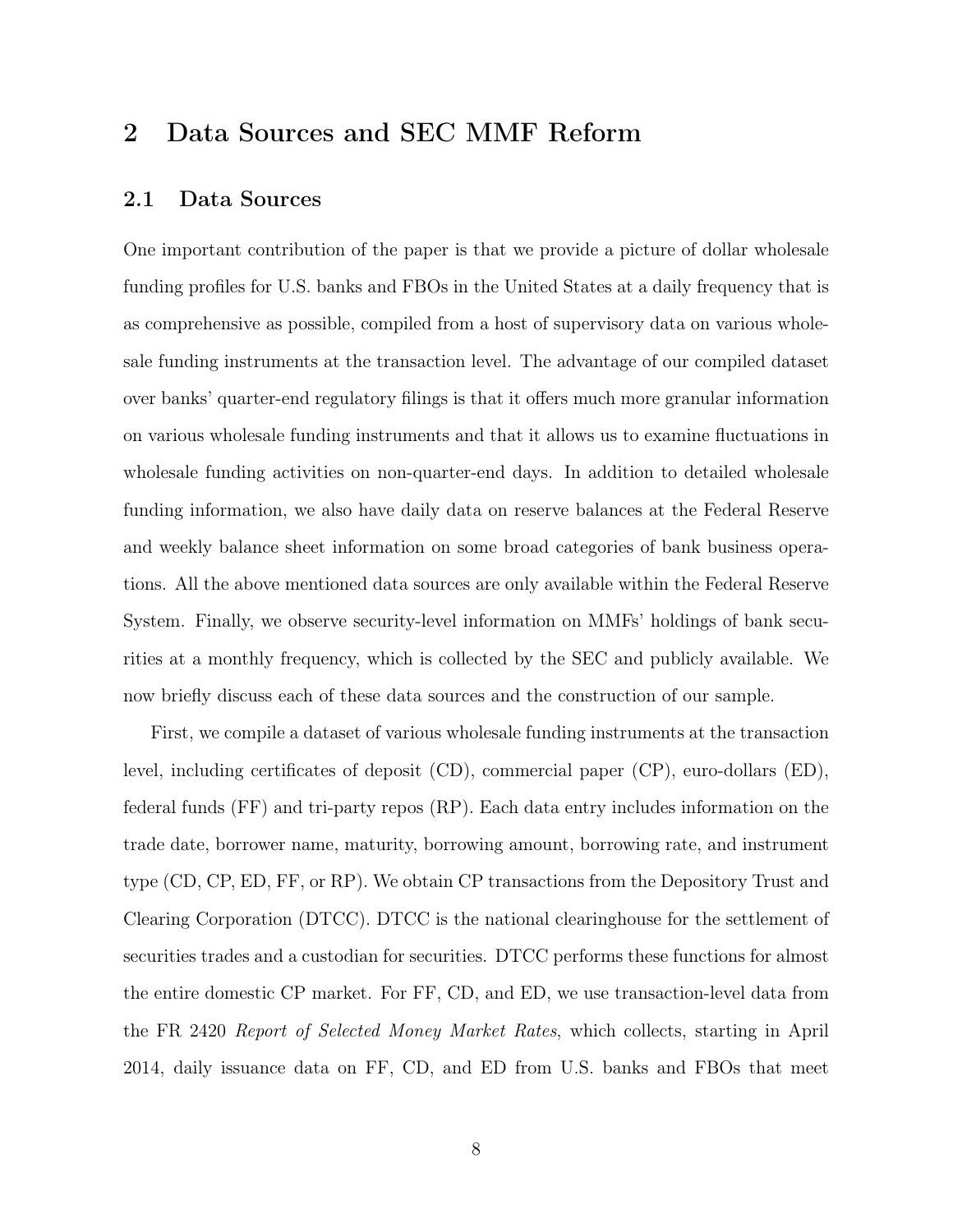# 2 Data Sources and SEC MMF Reform

## 2.1 Data Sources

One important contribution of the paper is that we provide a picture of dollar wholesale funding profiles for U.S. banks and FBOs in the United States at a daily frequency that is as comprehensive as possible, compiled from a host of supervisory data on various wholesale funding instruments at the transaction level. The advantage of our compiled dataset over banks' quarter-end regulatory filings is that it offers much more granular information on various wholesale funding instruments and that it allows us to examine fluctuations in wholesale funding activities on non-quarter-end days. In addition to detailed wholesale funding information, we also have daily data on reserve balances at the Federal Reserve and weekly balance sheet information on some broad categories of bank business operations. All the above mentioned data sources are only available within the Federal Reserve System. Finally, we observe security-level information on MMFs' holdings of bank securities at a monthly frequency, which is collected by the SEC and publicly available. We now briefly discuss each of these data sources and the construction of our sample.

First, we compile a dataset of various wholesale funding instruments at the transaction level, including certificates of deposit (CD), commercial paper (CP), euro-dollars (ED), federal funds (FF) and tri-party repos (RP). Each data entry includes information on the trade date, borrower name, maturity, borrowing amount, borrowing rate, and instrument type (CD, CP, ED, FF, or RP). We obtain CP transactions from the Depository Trust and Clearing Corporation (DTCC). DTCC is the national clearinghouse for the settlement of securities trades and a custodian for securities. DTCC performs these functions for almost the entire domestic CP market. For FF, CD, and ED, we use transaction-level data from the FR 2420 *Report of Selected Money Market Rates*, which collects, starting in April 2014, daily issuance data on FF, CD, and ED from U.S. banks and FBOs that meet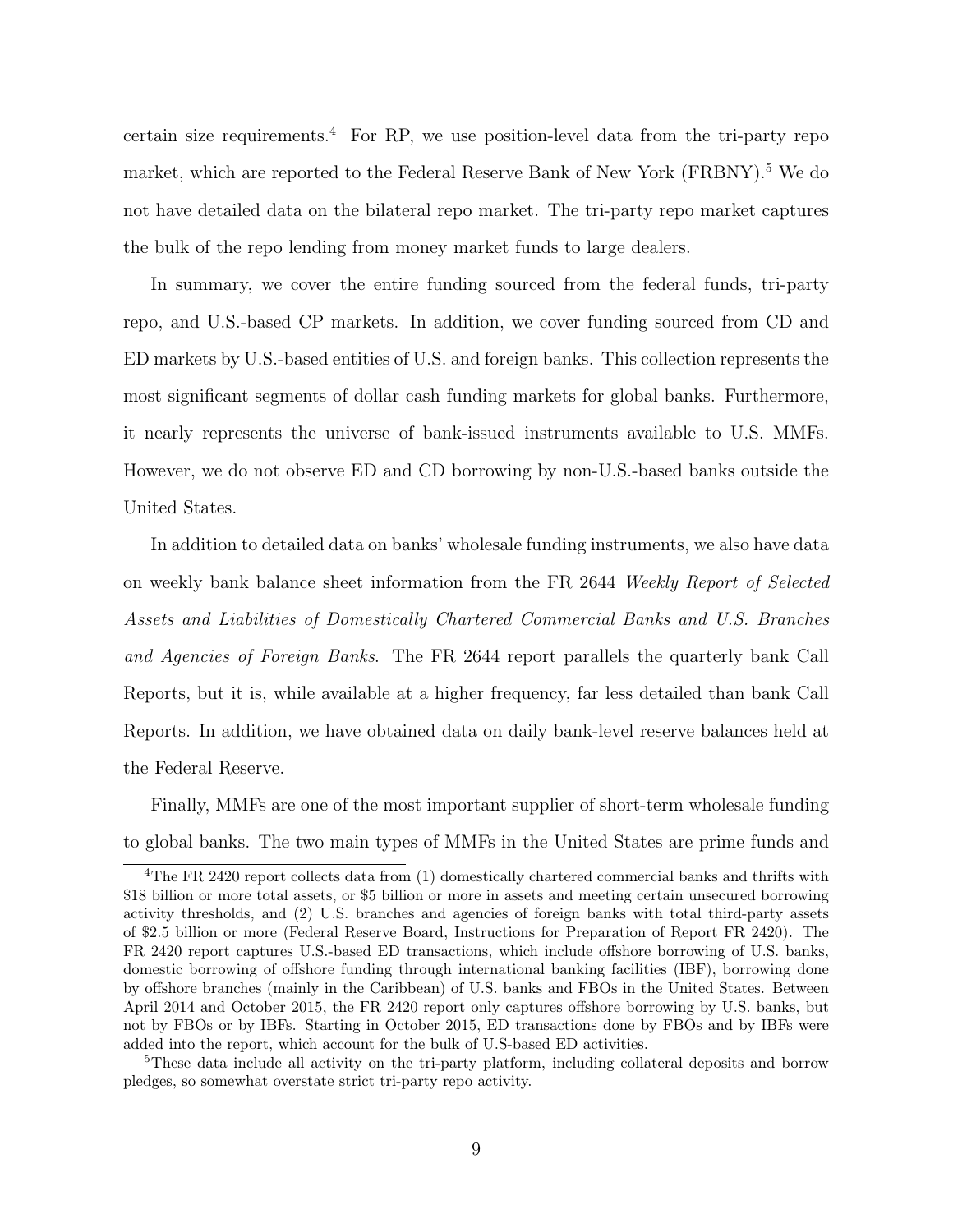certain size requirements.[4] For RP, we use position-level data from the tri-party repo market, which are reported to the Federal Reserve Bank of New York (FRBNY).[5] We do not have detailed data on the bilateral repo market. The tri-party repo market captures the bulk of the repo lending from money market funds to large dealers.

In summary, we cover the entire funding sourced from the federal funds, tri-party repo, and U.S.-based CP markets. In addition, we cover funding sourced from CD and ED markets by U.S.-based entities of U.S. and foreign banks. This collection represents the most significant segments of dollar cash funding markets for global banks. Furthermore, it nearly represents the universe of bank-issued instruments available to U.S. MMFs. However, we do not observe ED and CD borrowing by non-U.S.-based banks outside the United States.

In addition to detailed data on banks' wholesale funding instruments, we also have data on weekly bank balance sheet information from the FR 2644 *Weekly Report of Selected Assets and Liabilities of Domestically Chartered Commercial Banks and U.S. Branches and Agencies of Foreign Banks*. The FR 2644 report parallels the quarterly bank Call Reports, but it is, while available at a higher frequency, far less detailed than bank Call Reports. In addition, we have obtained data on daily bank-level reserve balances held at the Federal Reserve.

Finally, MMFs are one of the most important supplier of short-term wholesale funding to global banks. The two main types of MMFs in the United States are prime funds and

[4] The FR 2420 report collects data from (1) domestically chartered commercial banks and thrifts with \$18 billion or more total assets, or \$5 billion or more in assets and meeting certain unsecured borrowing activity thresholds, and (2) U.S. branches and agencies of foreign banks with total third-party assets of \$2.5 billion or more (Federal Reserve Board, Instructions for Preparation of Report FR 2420). The FR 2420 report captures U.S.-based ED transactions, which include offshore borrowing of U.S. banks, domestic borrowing of offshore funding through international banking facilities (IBF), borrowing done by offshore branches (mainly in the Caribbean) of U.S. banks and FBOs in the United States. Between April 2014 and October 2015, the FR 2420 report only captures offshore borrowing by U.S. banks, but not by FBOs or by IBFs. Starting in October 2015, ED transactions done by FBOs and by IBFs were added into the report, which account for the bulk of U.S-based ED activities.

[5] These data include all activity on the tri-party platform, including collateral deposits and borrow pledges, so somewhat overstate strict tri-party repo activity.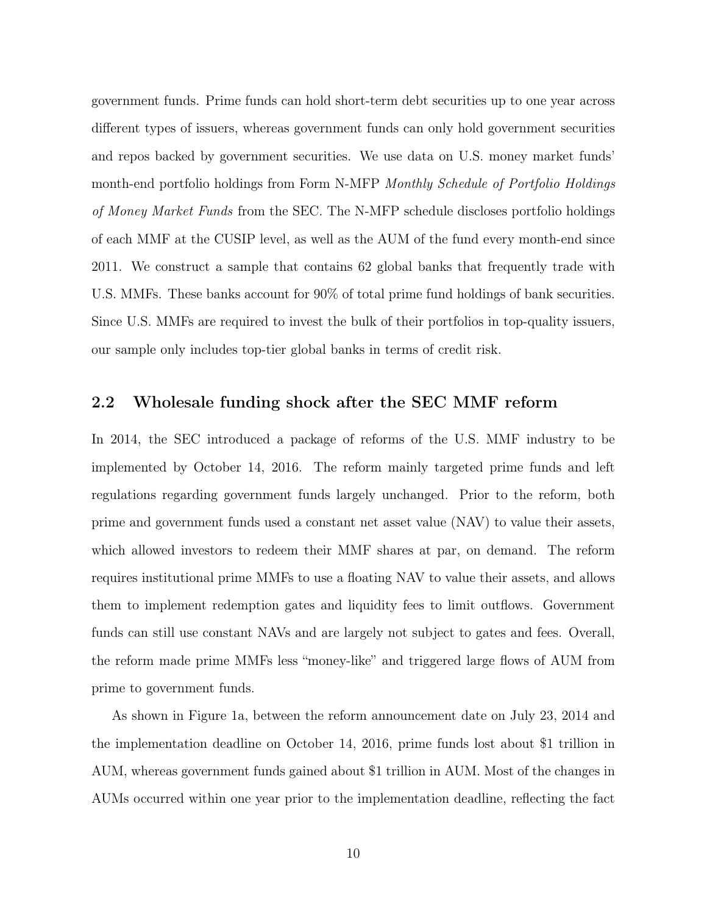government funds. Prime funds can hold short-term debt securities up to one year across different types of issuers, whereas government funds can only hold government securities and repos backed by government securities. We use data on U.S. money market funds' month-end portfolio holdings from Form N-MFP *Monthly Schedule of Portfolio Holdings of Money Market Funds* from the SEC. The N-MFP schedule discloses portfolio holdings of each MMF at the CUSIP level, as well as the AUM of the fund every month-end since 2011. We construct a sample that contains 62 global banks that frequently trade with U.S. MMFs. These banks account for 90% of total prime fund holdings of bank securities. Since U.S. MMFs are required to invest the bulk of their portfolios in top-quality issuers, our sample only includes top-tier global banks in terms of credit risk.

## 2.2 Wholesale funding shock after the SEC MMF reform

In 2014, the SEC introduced a package of reforms of the U.S. MMF industry to be implemented by October 14, 2016. The reform mainly targeted prime funds and left regulations regarding government funds largely unchanged. Prior to the reform, both prime and government funds used a constant net asset value (NAV) to value their assets, which allowed investors to redeem their MMF shares at par, on demand. The reform requires institutional prime MMFs to use a floating NAV to value their assets, and allows them to implement redemption gates and liquidity fees to limit outflows. Government funds can still use constant NAVs and are largely not subject to gates and fees. Overall, the reform made prime MMFs less "money-like" and triggered large flows of AUM from prime to government funds.

As shown in Figure 1a, between the reform announcement date on July 23, 2014 and the implementation deadline on October 14, 2016, prime funds lost about $1 trillion in AUM, whereas government funds gained about $1 trillion in AUM. Most of the changes in AUMs occurred within one year prior to the implementation deadline, reflecting the fact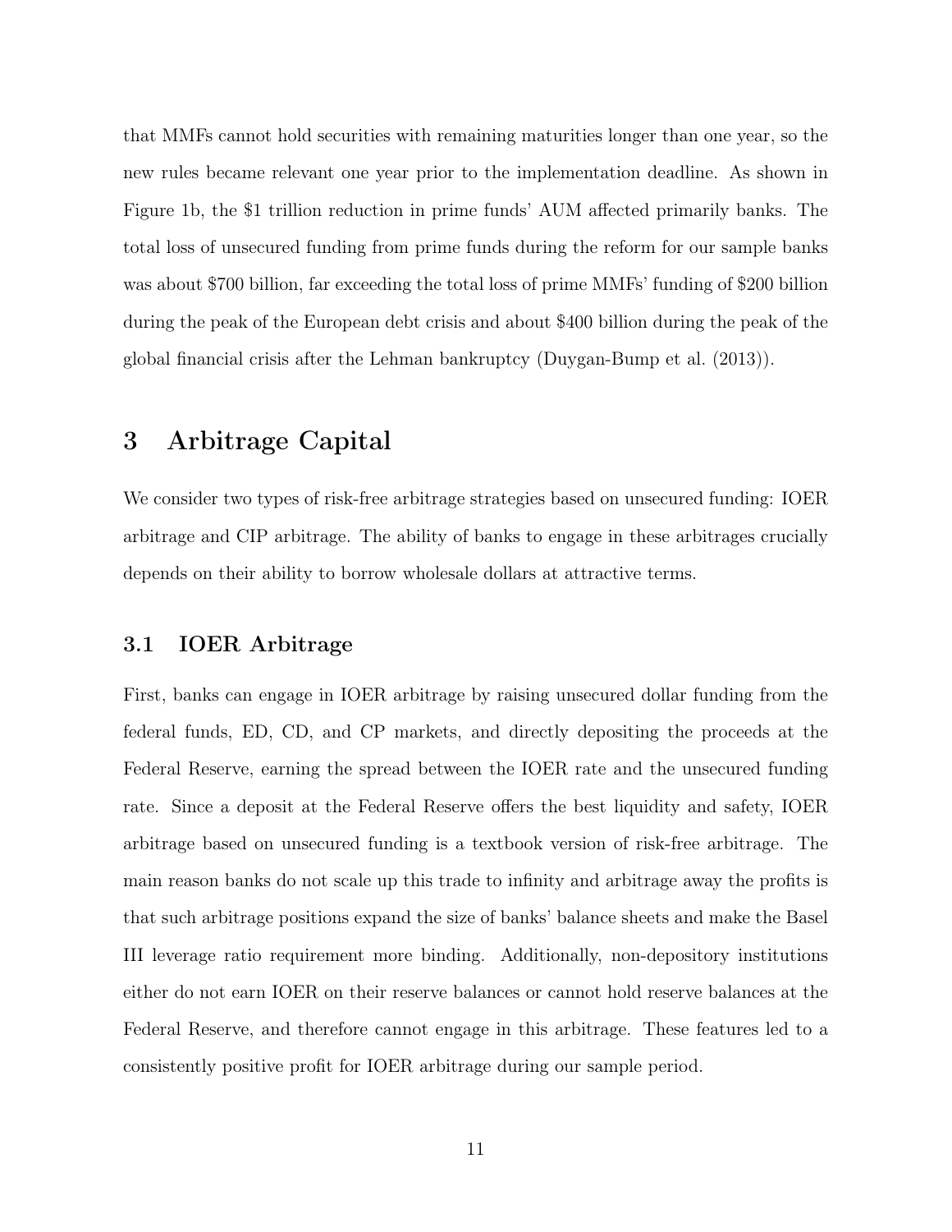that MMFs cannot hold securities with remaining maturities longer than one year, so the new rules became relevant one year prior to the implementation deadline. As shown in Figure 1b, the $1 trillion reduction in prime funds' AUM affected primarily banks. The total loss of unsecured funding from prime funds during the reform for our sample banks was about $700 billion, far exceeding the total loss of prime MMFs' funding of $200 billion during the peak of the European debt crisis and about $400 billion during the peak of the global financial crisis after the Lehman bankruptcy (Duygan-Bump et al. (2013)).

# 3 Arbitrage Capital

We consider two types of risk-free arbitrage strategies based on unsecured funding: IOER arbitrage and CIP arbitrage. The ability of banks to engage in these arbitrages crucially depends on their ability to borrow wholesale dollars at attractive terms.

## 3.1 IOER Arbitrage

First, banks can engage in IOER arbitrage by raising unsecured dollar funding from the federal funds, ED, CD, and CP markets, and directly depositing the proceeds at the Federal Reserve, earning the spread between the IOER rate and the unsecured funding rate. Since a deposit at the Federal Reserve offers the best liquidity and safety, IOER arbitrage based on unsecured funding is a textbook version of risk-free arbitrage. The main reason banks do not scale up this trade to infinity and arbitrage away the profits is that such arbitrage positions expand the size of banks' balance sheets and make the Basel III leverage ratio requirement more binding. Additionally, non-depository institutions either do not earn IOER on their reserve balances or cannot hold reserve balances at the Federal Reserve, and therefore cannot engage in this arbitrage. These features led to a consistently positive profit for IOER arbitrage during our sample period.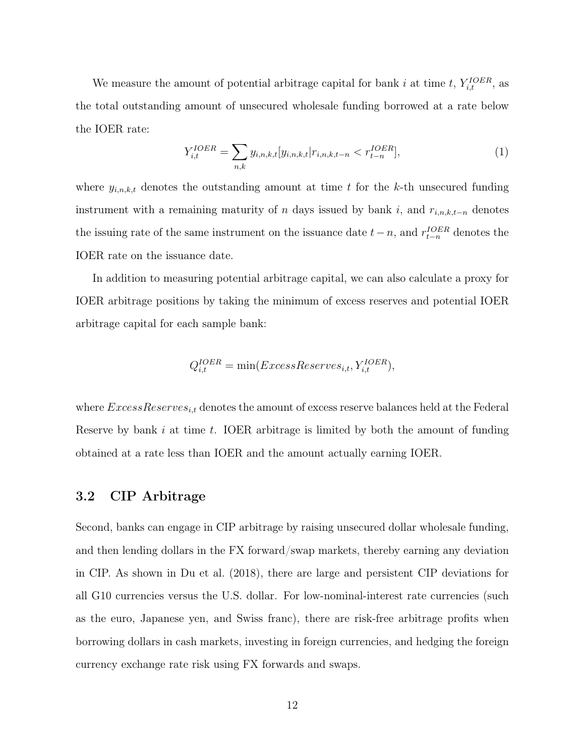We measure the amount of potential arbitrage capital for bank $i$ at time $t$, $Y_{i,t}^{IOER}$, as the total outstanding amount of unsecured wholesale funding borrowed at a rate below the IOER rate:

$$Y_{i,t}^{IOER} = \sum_{n,k} y_{i,n,k,t}[y_{i,n,k,t} | r_{i,n,k,t-n} < r_{t-n}^{IOER}], \tag{1}$$

where $y_{i,n,k,t}$ denotes the outstanding amount at time $t$ for the $k$-th unsecured funding instrument with a remaining maturity of $n$ days issued by bank $i$, and $r_{i,n,k,t-n}$ denotes the issuing rate of the same instrument on the issuance date $t-n$, and $r_{t-n}^{IOER}$ denotes the IOER rate on the issuance date.

In addition to measuring potential arbitrage capital, we can also calculate a proxy for IOER arbitrage positions by taking the minimum of excess reserves and potential IOER arbitrage capital for each sample bank:

$$Q_{i,t}^{IOER} = \min(ExcessReserves_{i,t}, Y_{i,t}^{IOER}),$$

where $ExcessReserves_{i,t}$ denotes the amount of excess reserve balances held at the Federal Reserve by bank $i$ at time $t$. IOER arbitrage is limited by both the amount of funding obtained at a rate less than IOER and the amount actually earning IOER.

## 3.2 CIP Arbitrage

Second, banks can engage in CIP arbitrage by raising unsecured dollar wholesale funding, and then lending dollars in the FX forward/swap markets, thereby earning any deviation in CIP. As shown in Du et al. (2018), there are large and persistent CIP deviations for all G10 currencies versus the U.S. dollar. For low-nominal-interest rate currencies (such as the euro, Japanese yen, and Swiss franc), there are risk-free arbitrage profits when borrowing dollars in cash markets, investing in foreign currencies, and hedging the foreign currency exchange rate risk using FX forwards and swaps.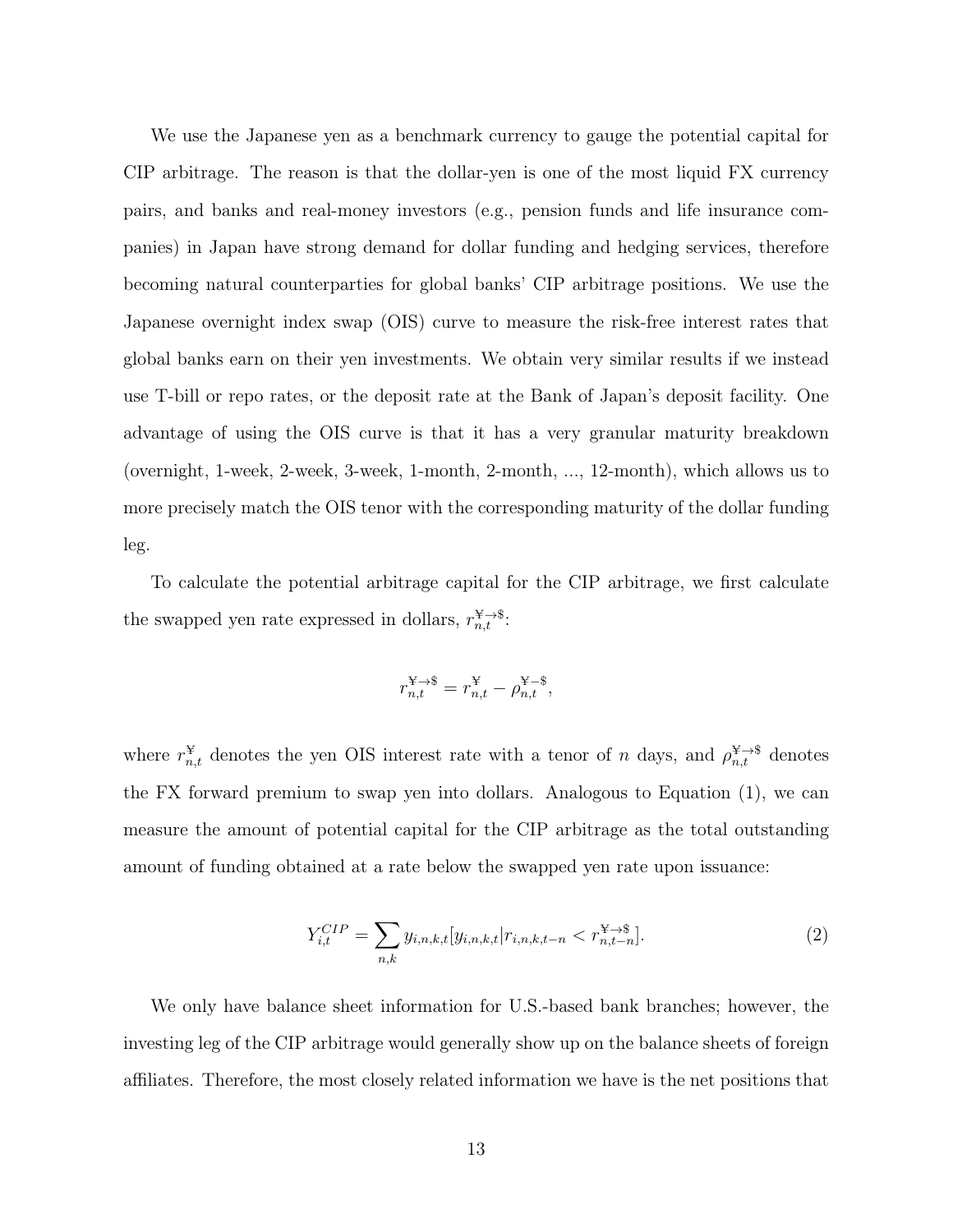We use the Japanese yen as a benchmark currency to gauge the potential capital for CIP arbitrage. The reason is that the dollar-yen is one of the most liquid FX currency pairs, and banks and real-money investors (e.g., pension funds and life insurance companies) in Japan have strong demand for dollar funding and hedging services, therefore becoming natural counterparties for global banks' CIP arbitrage positions. We use the Japanese overnight index swap (OIS) curve to measure the risk-free interest rates that global banks earn on their yen investments. We obtain very similar results if we instead use T-bill or repo rates, or the deposit rate at the Bank of Japan's deposit facility. One advantage of using the OIS curve is that it has a very granular maturity breakdown (overnight, 1-week, 2-week, 3-week, 1-month, 2-month, ..., 12-month), which allows us to more precisely match the OIS tenor with the corresponding maturity of the dollar funding leg.

To calculate the potential arbitrage capital for the CIP arbitrage, we first calculate the swapped yen rate expressed in dollars, $r_{n,t}^{¥\to\$}$:

$$r_{n,t}^{¥\to\$} = r_{n,t}^{¥} - \rho_{n,t}^{¥-\$},$$

where $r_{n,t}^{¥}$ denotes the yen OIS interest rate with a tenor of $n$ days, and $\rho_{n,t}^{¥\to\$}$ denotes the FX forward premium to swap yen into dollars. Analogous to Equation (1), we can measure the amount of potential capital for the CIP arbitrage as the total outstanding amount of funding obtained at a rate below the swapped yen rate upon issuance:

$$Y_{i,t}^{CIP} = \sum_{n,k} y_{i,n,k,t}[y_{i,n,k,t} | r_{i,n,k,t-n} < r_{n,t-n}^{¥\to\$}]. \tag{2}$$

We only have balance sheet information for U.S.-based bank branches; however, the investing leg of the CIP arbitrage would generally show up on the balance sheets of foreign affiliates. Therefore, the most closely related information we have is the net positions that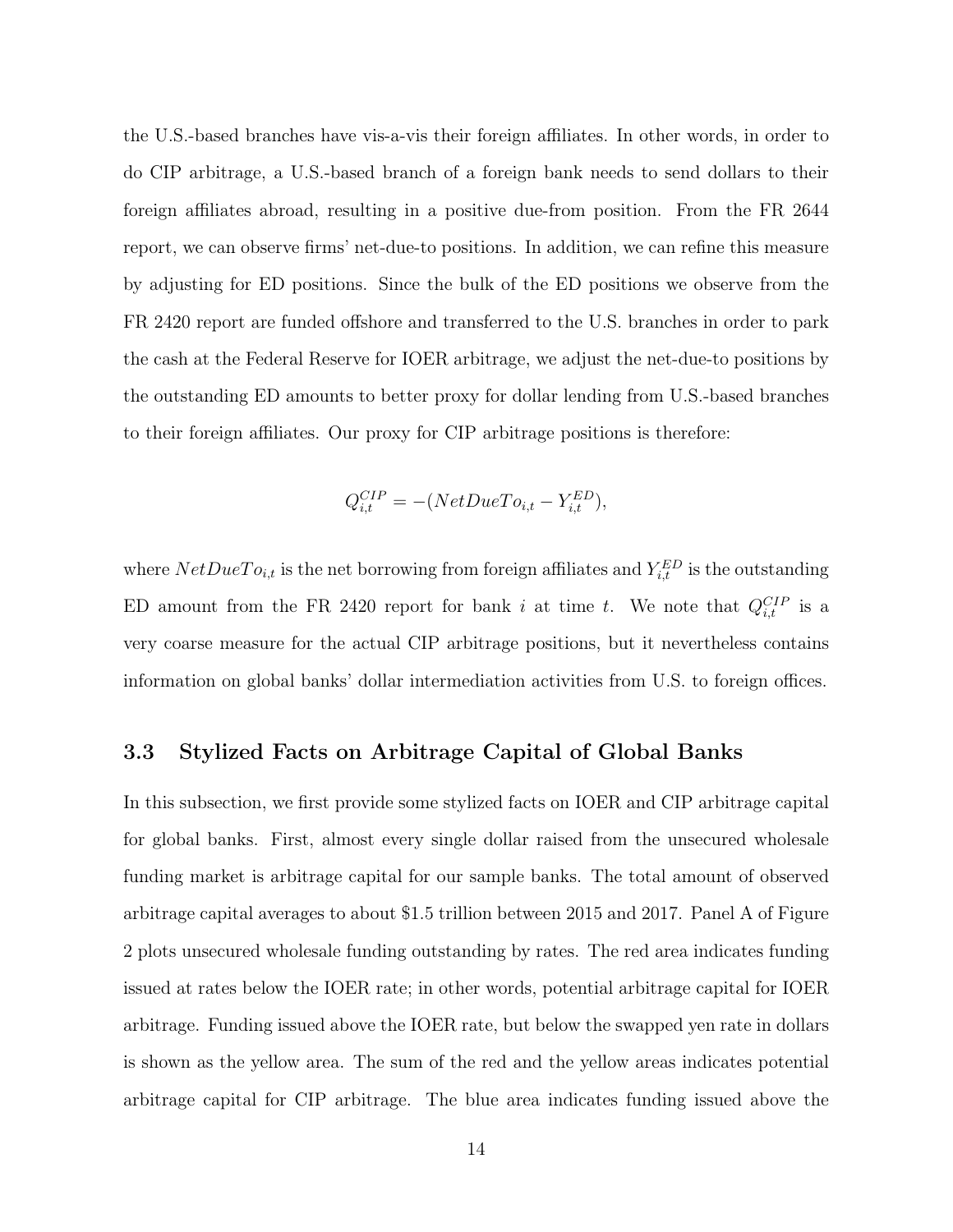the U.S.-based branches have vis-a-vis their foreign affiliates. In other words, in order to do CIP arbitrage, a U.S.-based branch of a foreign bank needs to send dollars to their foreign affiliates abroad, resulting in a positive due-from position. From the FR 2644 report, we can observe firms' net-due-to positions. In addition, we can refine this measure by adjusting for ED positions. Since the bulk of the ED positions we observe from the FR 2420 report are funded offshore and transferred to the U.S. branches in order to park the cash at the Federal Reserve for IOER arbitrage, we adjust the net-due-to positions by the outstanding ED amounts to better proxy for dollar lending from U.S.-based branches to their foreign affiliates. Our proxy for CIP arbitrage positions is therefore:

$$Q_{i,t}^{CIP} = -(NetDueTo_{i,t} - Y_{i,t}^{ED}),$$

where $NetDueTo_{i,t}$ is the net borrowing from foreign affiliates and $Y_{i,t}^{ED}$ is the outstanding ED amount from the FR 2420 report for bank $i$ at time $t$. We note that $Q_{i,t}^{CIP}$ is a very coarse measure for the actual CIP arbitrage positions, but it nevertheless contains information on global banks' dollar intermediation activities from U.S. to foreign offices.

### 3.3 Stylized Facts on Arbitrage Capital of Global Banks

In this subsection, we first provide some stylized facts on IOER and CIP arbitrage capital for global banks. First, almost every single dollar raised from the unsecured wholesale funding market is arbitrage capital for our sample banks. The total amount of observed arbitrage capital averages to about \$1.5 trillion between 2015 and 2017. Panel A of Figure 2 plots unsecured wholesale funding outstanding by rates. The red area indicates funding issued at rates below the IOER rate; in other words, potential arbitrage capital for IOER arbitrage. Funding issued above the IOER rate, but below the swapped yen rate in dollars is shown as the yellow area. The sum of the red and the yellow areas indicates potential arbitrage capital for CIP arbitrage. The blue area indicates funding issued above the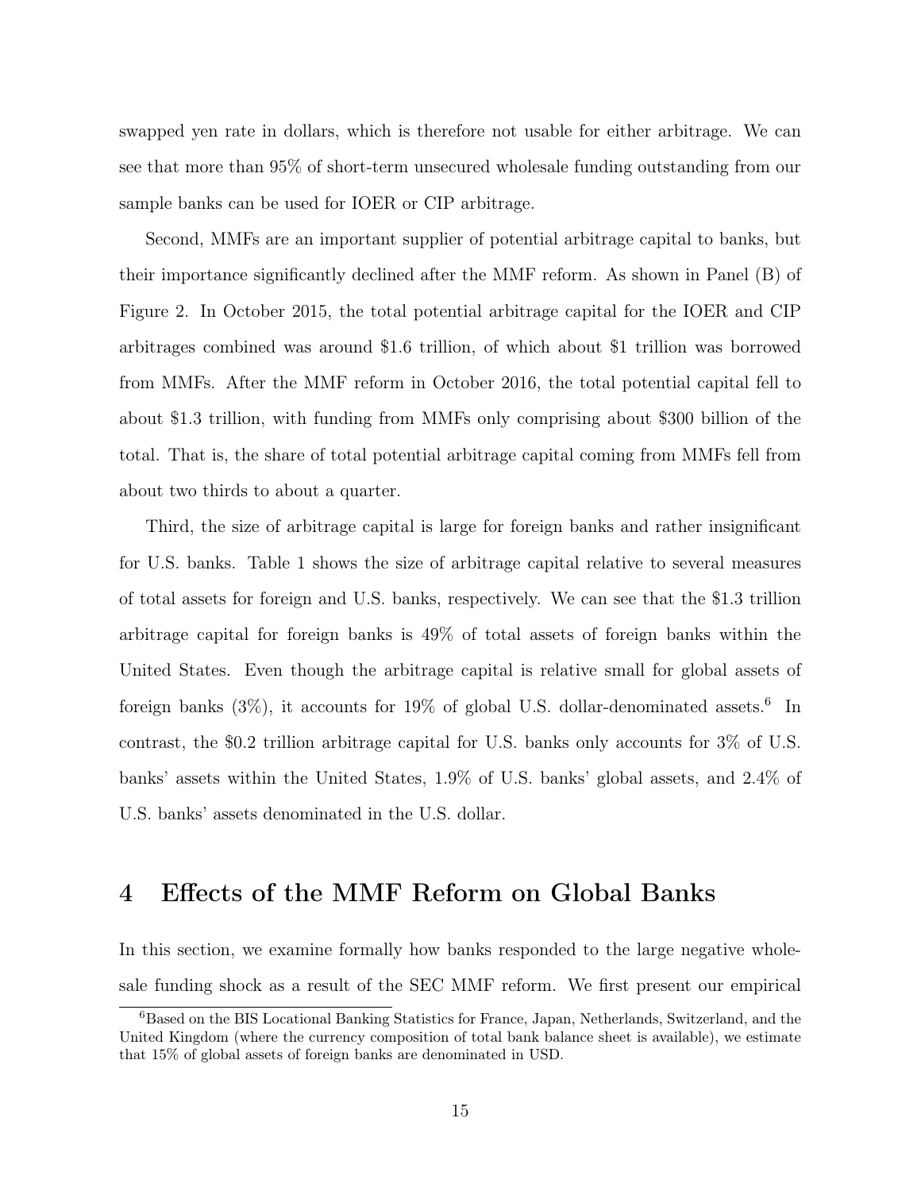swapped yen rate in dollars, which is therefore not usable for either arbitrage. We can see that more than 95% of short-term unsecured wholesale funding outstanding from our sample banks can be used for IOER or CIP arbitrage.

Second, MMFs are an important supplier of potential arbitrage capital to banks, but their importance significantly declined after the MMF reform. As shown in Panel (B) of Figure 2. In October 2015, the total potential arbitrage capital for the IOER and CIP arbitrages combined was around \$1.6 trillion, of which about \$1 trillion was borrowed from MMFs. After the MMF reform in October 2016, the total potential capital fell to about \$1.3 trillion, with funding from MMFs only comprising about \$300 billion of the total. That is, the share of total potential arbitrage capital coming from MMFs fell from about two thirds to about a quarter.

Third, the size of arbitrage capital is large for foreign banks and rather insignificant for U.S. banks. Table 1 shows the size of arbitrage capital relative to several measures of total assets for foreign and U.S. banks, respectively. We can see that the \$1.3 trillion arbitrage capital for foreign banks is 49% of total assets of foreign banks within the United States. Even though the arbitrage capital is relative small for global assets of foreign banks (3%), it accounts for 19% of global U.S. dollar-denominated assets.[6] In contrast, the \$0.2 trillion arbitrage capital for U.S. banks only accounts for 3% of U.S. banks' assets within the United States, 1.9% of U.S. banks' global assets, and 2.4% of U.S. banks' assets denominated in the U.S. dollar.

# 4 Effects of the MMF Reform on Global Banks

In this section, we examine formally how banks responded to the large negative wholesale funding shock as a result of the SEC MMF reform. We first present our empirical

[6] Based on the BIS Locational Banking Statistics for France, Japan, Netherlands, Switzerland, and the United Kingdom (where the currency composition of total bank balance sheet is available), we estimate that 15% of global assets of foreign banks are denominated in USD.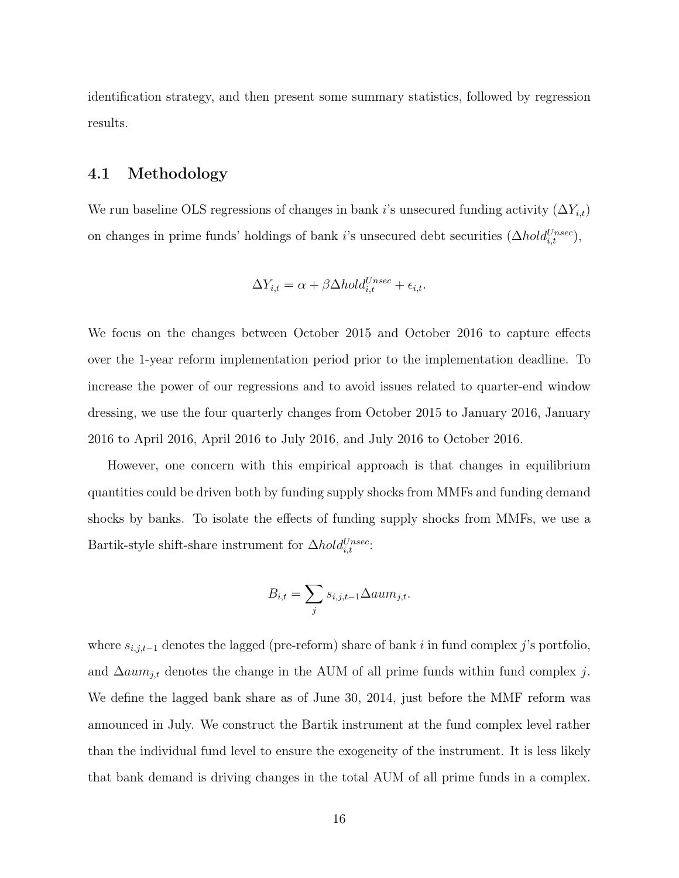identification strategy, and then present some summary statistics, followed by regression results.

## 4.1 Methodology

We run baseline OLS regressions of changes in bank $i$'s unsecured funding activity ($\Delta Y_{i,t}$) on changes in prime funds' holdings of bank $i$'s unsecured debt securities ($\Delta hold_{i,t}^{Unsec}$),

$$\Delta Y_{i,t} = \alpha + \beta \Delta hold_{i,t}^{Unsec} + \epsilon_{i,t}.$$

We focus on the changes between October 2015 and October 2016 to capture effects over the 1-year reform implementation period prior to the implementation deadline. To increase the power of our regressions and to avoid issues related to quarter-end window dressing, we use the four quarterly changes from October 2015 to January 2016, January 2016 to April 2016, April 2016 to July 2016, and July 2016 to October 2016.

However, one concern with this empirical approach is that changes in equilibrium quantities could be driven both by funding supply shocks from MMFs and funding demand shocks by banks. To isolate the effects of funding supply shocks from MMFs, we use a Bartik-style shift-share instrument for $\Delta hold_{i,t}^{Unsec}$:

$$B_{i,t} = \sum_{j} s_{i,j,t-1} \Delta aum_{j,t}.$$

where $s_{i,j,t-1}$ denotes the lagged (pre-reform) share of bank $i$ in fund complex $j$'s portfolio, and $\Delta aum_{j,t}$ denotes the change in the AUM of all prime funds within fund complex $j$. We define the lagged bank share as of June 30, 2014, just before the MMF reform was announced in July. We construct the Bartik instrument at the fund complex level rather than the individual fund level to ensure the exogeneity of the instrument. It is less likely that bank demand is driving changes in the total AUM of all prime funds in a complex.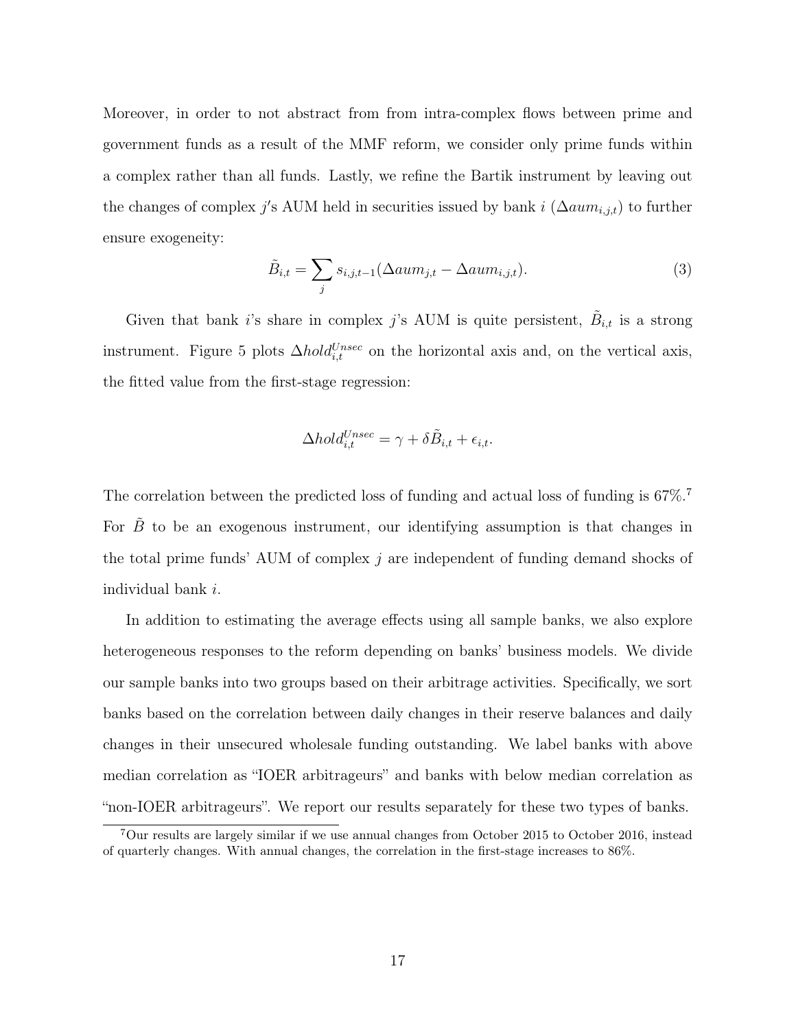Moreover, in order to not abstract from from intra-complex flows between prime and government funds as a result of the MMF reform, we consider only prime funds within a complex rather than all funds. Lastly, we refine the Bartik instrument by leaving out the changes of complex $j'$s AUM held in securities issued by bank $i$ ($\Delta aum_{i,j,t}$) to further ensure exogeneity:

$$\tilde{B}_{i,t} = \sum_{j} s_{i,j,t-1}(\Delta aum_{j,t} - \Delta aum_{i,j,t}). \tag{3}$$

Given that bank $i$'s share in complex $j$'s AUM is quite persistent, $\tilde{B}_{i,t}$ is a strong instrument. Figure 5 plots $\Delta hold^{Unsec}_{i,t}$ on the horizontal axis and, on the vertical axis, the fitted value from the first-stage regression:

$$\Delta hold^{Unsec}_{i,t} = \gamma + \delta \tilde{B}_{i,t} + \epsilon_{i,t}.$$

The correlation between the predicted loss of funding and actual loss of funding is 67%.[7] For $\tilde{B}$ to be an exogenous instrument, our identifying assumption is that changes in the total prime funds' AUM of complex $j$ are independent of funding demand shocks of individual bank $i$.

In addition to estimating the average effects using all sample banks, we also explore heterogeneous responses to the reform depending on banks' business models. We divide our sample banks into two groups based on their arbitrage activities. Specifically, we sort banks based on the correlation between daily changes in their reserve balances and daily changes in their unsecured wholesale funding outstanding. We label banks with above median correlation as "IOER arbitrageurs" and banks with below median correlation as "non-IOER arbitrageurs". We report our results separately for these two types of banks.

[7] Our results are largely similar if we use annual changes from October 2015 to October 2016, instead of quarterly changes. With annual changes, the correlation in the first-stage increases to 86%.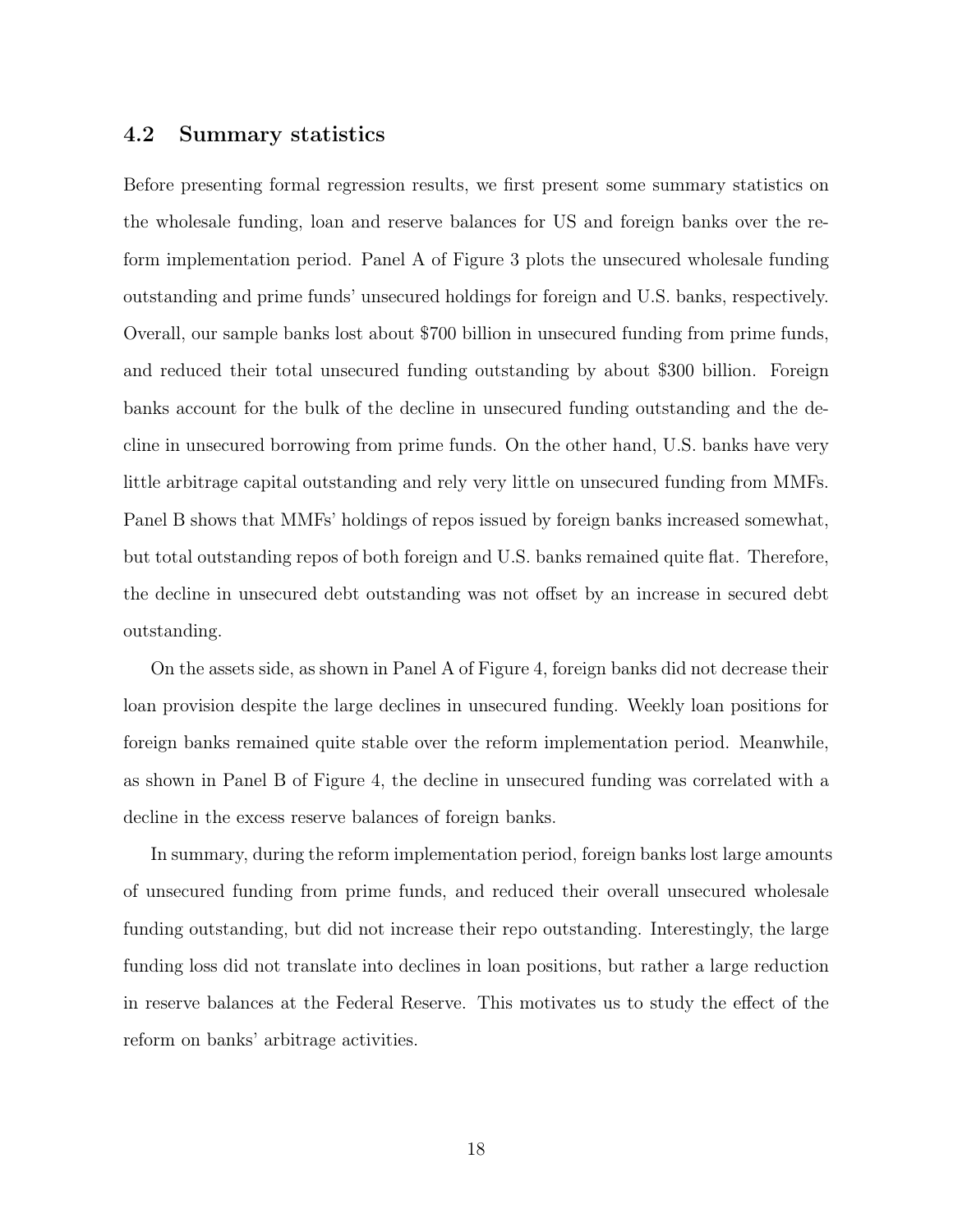### 4.2 Summary statistics

Before presenting formal regression results, we first present some summary statistics on the wholesale funding, loan and reserve balances for US and foreign banks over the reform implementation period. Panel A of Figure 3 plots the unsecured wholesale funding outstanding and prime funds' unsecured holdings for foreign and U.S. banks, respectively. Overall, our sample banks lost about $700 billion in unsecured funding from prime funds, and reduced their total unsecured funding outstanding by about $300 billion. Foreign banks account for the bulk of the decline in unsecured funding outstanding and the decline in unsecured borrowing from prime funds. On the other hand, U.S. banks have very little arbitrage capital outstanding and rely very little on unsecured funding from MMFs. Panel B shows that MMFs' holdings of repos issued by foreign banks increased somewhat, but total outstanding repos of both foreign and U.S. banks remained quite flat. Therefore, the decline in unsecured debt outstanding was not offset by an increase in secured debt outstanding.

On the assets side, as shown in Panel A of Figure 4, foreign banks did not decrease their loan provision despite the large declines in unsecured funding. Weekly loan positions for foreign banks remained quite stable over the reform implementation period. Meanwhile, as shown in Panel B of Figure 4, the decline in unsecured funding was correlated with a decline in the excess reserve balances of foreign banks.

In summary, during the reform implementation period, foreign banks lost large amounts of unsecured funding from prime funds, and reduced their overall unsecured wholesale funding outstanding, but did not increase their repo outstanding. Interestingly, the large funding loss did not translate into declines in loan positions, but rather a large reduction in reserve balances at the Federal Reserve. This motivates us to study the effect of the reform on banks' arbitrage activities.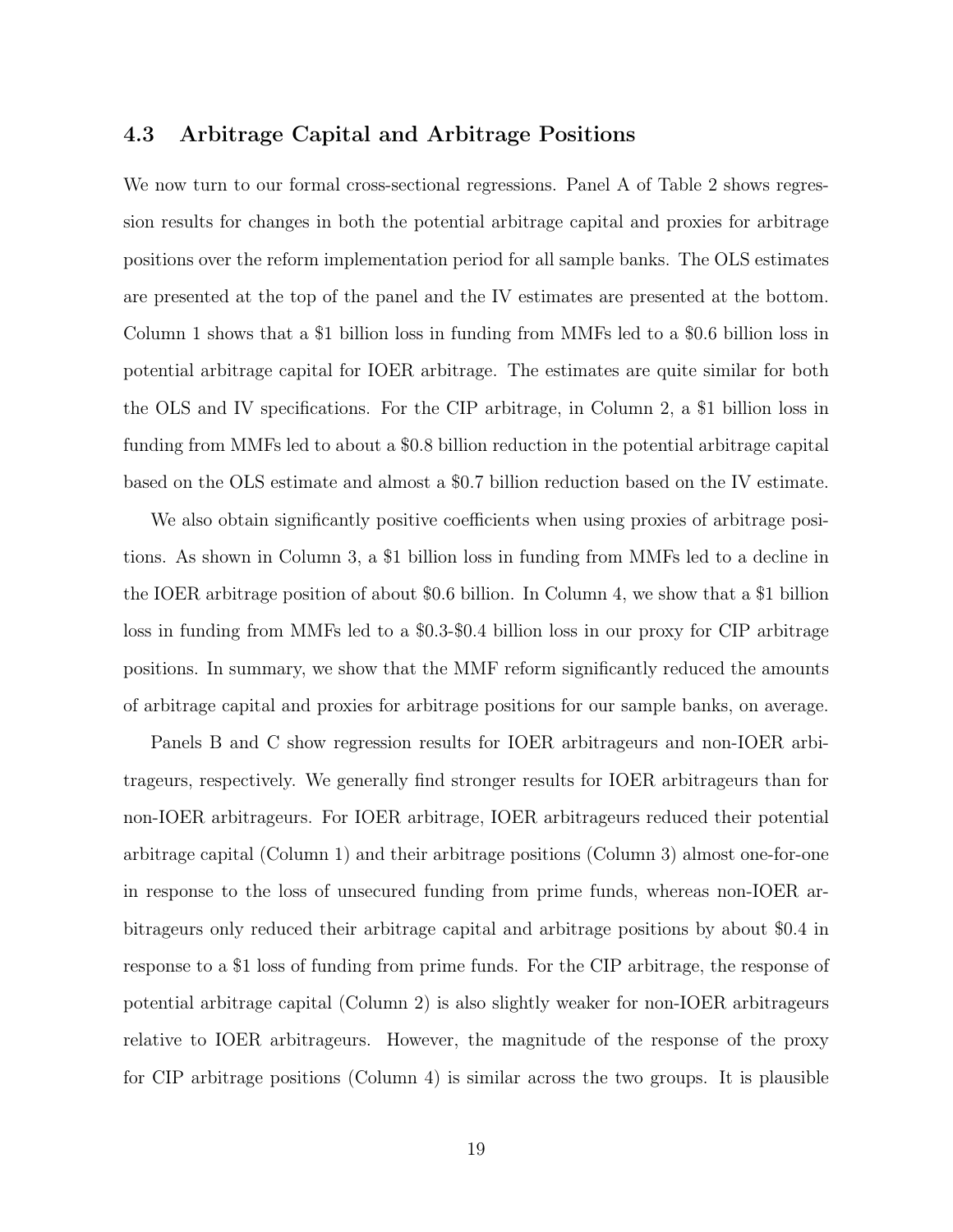### 4.3 Arbitrage Capital and Arbitrage Positions

We now turn to our formal cross-sectional regressions. Panel A of Table 2 shows regression results for changes in both the potential arbitrage capital and proxies for arbitrage positions over the reform implementation period for all sample banks. The OLS estimates are presented at the top of the panel and the IV estimates are presented at the bottom. Column 1 shows that a $1 billion loss in funding from MMFs led to a $0.6 billion loss in potential arbitrage capital for IOER arbitrage. The estimates are quite similar for both the OLS and IV specifications. For the CIP arbitrage, in Column 2, a $1 billion loss in funding from MMFs led to about a $0.8 billion reduction in the potential arbitrage capital based on the OLS estimate and almost a $0.7 billion reduction based on the IV estimate.

We also obtain significantly positive coefficients when using proxies of arbitrage positions. As shown in Column 3, a $1 billion loss in funding from MMFs led to a decline in the IOER arbitrage position of about $0.6 billion. In Column 4, we show that a $1 billion loss in funding from MMFs led to a $0.3-$0.4 billion loss in our proxy for CIP arbitrage positions. In summary, we show that the MMF reform significantly reduced the amounts of arbitrage capital and proxies for arbitrage positions for our sample banks, on average.

Panels B and C show regression results for IOER arbitrageurs and non-IOER arbitrageurs, respectively. We generally find stronger results for IOER arbitrageurs than for non-IOER arbitrageurs. For IOER arbitrage, IOER arbitrageurs reduced their potential arbitrage capital (Column 1) and their arbitrage positions (Column 3) almost one-for-one in response to the loss of unsecured funding from prime funds, whereas non-IOER arbitrageurs only reduced their arbitrage capital and arbitrage positions by about $0.4 in response to a $1 loss of funding from prime funds. For the CIP arbitrage, the response of potential arbitrage capital (Column 2) is also slightly weaker for non-IOER arbitrageurs relative to IOER arbitrageurs. However, the magnitude of the response of the proxy for CIP arbitrage positions (Column 4) is similar across the two groups. It is plausible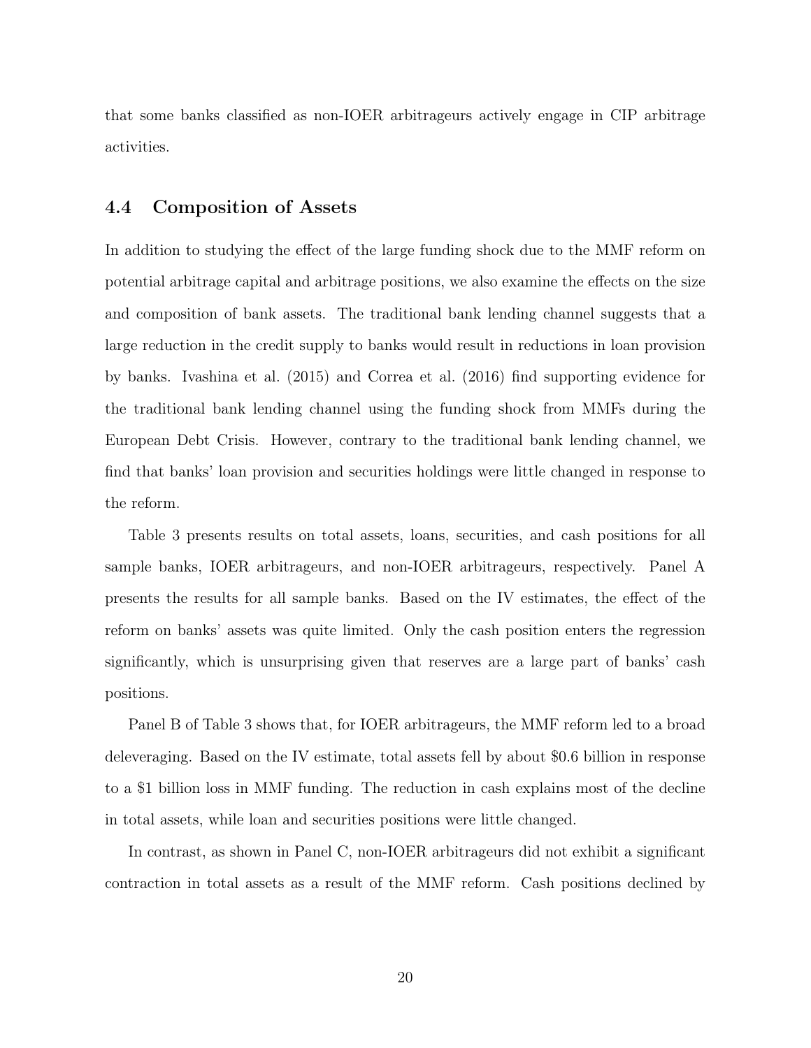that some banks classified as non-IOER arbitrageurs actively engage in CIP arbitrage activities.

### 4.4 Composition of Assets

In addition to studying the effect of the large funding shock due to the MMF reform on potential arbitrage capital and arbitrage positions, we also examine the effects on the size and composition of bank assets. The traditional bank lending channel suggests that a large reduction in the credit supply to banks would result in reductions in loan provision by banks. Ivashina et al. (2015) and Correa et al. (2016) find supporting evidence for the traditional bank lending channel using the funding shock from MMFs during the European Debt Crisis. However, contrary to the traditional bank lending channel, we find that banks' loan provision and securities holdings were little changed in response to the reform.

Table 3 presents results on total assets, loans, securities, and cash positions for all sample banks, IOER arbitrageurs, and non-IOER arbitrageurs, respectively. Panel A presents the results for all sample banks. Based on the IV estimates, the effect of the reform on banks' assets was quite limited. Only the cash position enters the regression significantly, which is unsurprising given that reserves are a large part of banks' cash positions.

Panel B of Table 3 shows that, for IOER arbitrageurs, the MMF reform led to a broad deleveraging. Based on the IV estimate, total assets fell by about $0.6 billion in response to a $1 billion loss in MMF funding. The reduction in cash explains most of the decline in total assets, while loan and securities positions were little changed.

In contrast, as shown in Panel C, non-IOER arbitrageurs did not exhibit a significant contraction in total assets as a result of the MMF reform. Cash positions declined by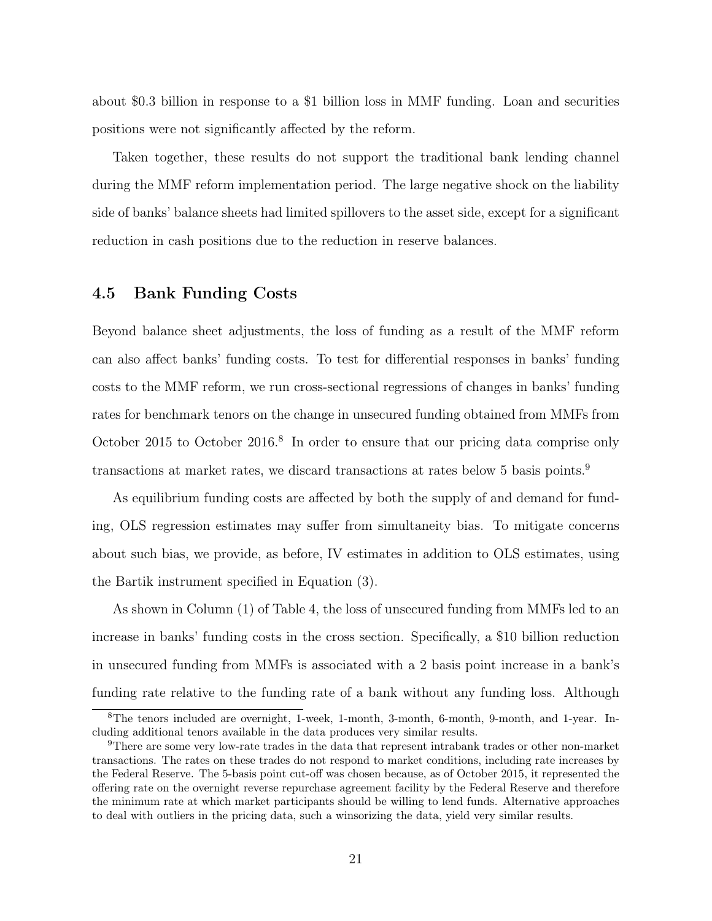about \$0.3 billion in response to a \$1 billion loss in MMF funding. Loan and securities positions were not significantly affected by the reform.

Taken together, these results do not support the traditional bank lending channel during the MMF reform implementation period. The large negative shock on the liability side of banks' balance sheets had limited spillovers to the asset side, except for a significant reduction in cash positions due to the reduction in reserve balances.

### 4.5 Bank Funding Costs

Beyond balance sheet adjustments, the loss of funding as a result of the MMF reform can also affect banks' funding costs. To test for differential responses in banks' funding costs to the MMF reform, we run cross-sectional regressions of changes in banks' funding rates for benchmark tenors on the change in unsecured funding obtained from MMFs from October 2015 to October 2016.[8] In order to ensure that our pricing data comprise only transactions at market rates, we discard transactions at rates below 5 basis points.[9]

As equilibrium funding costs are affected by both the supply of and demand for funding, OLS regression estimates may suffer from simultaneity bias. To mitigate concerns about such bias, we provide, as before, IV estimates in addition to OLS estimates, using the Bartik instrument specified in Equation (3).

As shown in Column (1) of Table 4, the loss of unsecured funding from MMFs led to an increase in banks' funding costs in the cross section. Specifically, a \$10 billion reduction in unsecured funding from MMFs is associated with a 2 basis point increase in a bank's funding rate relative to the funding rate of a bank without any funding loss. Although

---

[8] The tenors included are overnight, 1-week, 1-month, 3-month, 6-month, 9-month, and 1-year. Including additional tenors available in the data produces very similar results.

[9] There are some very low-rate trades in the data that represent intrabank trades or other non-market transactions. The rates on these trades do not respond to market conditions, including rate increases by the Federal Reserve. The 5-basis point cut-off was chosen because, as of October 2015, it represented the offering rate on the overnight reverse repurchase agreement facility by the Federal Reserve and therefore the minimum rate at which market participants should be willing to lend funds. Alternative approaches to deal with outliers in the pricing data, such a winsorizing the data, yield very similar results.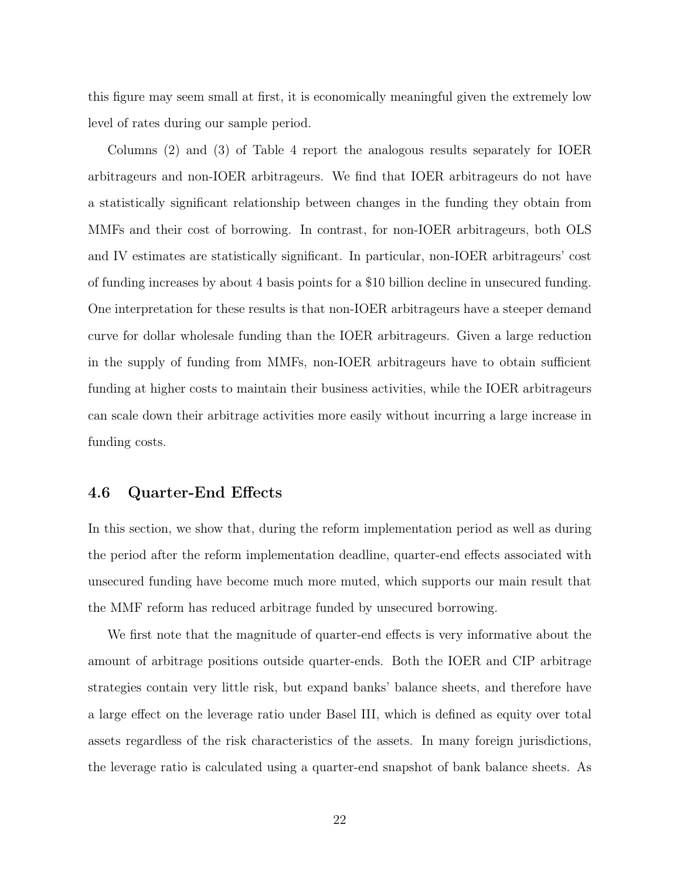this figure may seem small at first, it is economically meaningful given the extremely low level of rates during our sample period.

Columns (2) and (3) of Table 4 report the analogous results separately for IOER arbitrageurs and non-IOER arbitrageurs. We find that IOER arbitrageurs do not have a statistically significant relationship between changes in the funding they obtain from MMFs and their cost of borrowing. In contrast, for non-IOER arbitrageurs, both OLS and IV estimates are statistically significant. In particular, non-IOER arbitrageurs' cost of funding increases by about 4 basis points for a $10 billion decline in unsecured funding. One interpretation for these results is that non-IOER arbitrageurs have a steeper demand curve for dollar wholesale funding than the IOER arbitrageurs. Given a large reduction in the supply of funding from MMFs, non-IOER arbitrageurs have to obtain sufficient funding at higher costs to maintain their business activities, while the IOER arbitrageurs can scale down their arbitrage activities more easily without incurring a large increase in funding costs.

### 4.6 Quarter-End Effects

In this section, we show that, during the reform implementation period as well as during the period after the reform implementation deadline, quarter-end effects associated with unsecured funding have become much more muted, which supports our main result that the MMF reform has reduced arbitrage funded by unsecured borrowing.

We first note that the magnitude of quarter-end effects is very informative about the amount of arbitrage positions outside quarter-ends. Both the IOER and CIP arbitrage strategies contain very little risk, but expand banks' balance sheets, and therefore have a large effect on the leverage ratio under Basel III, which is defined as equity over total assets regardless of the risk characteristics of the assets. In many foreign jurisdictions, the leverage ratio is calculated using a quarter-end snapshot of bank balance sheets. As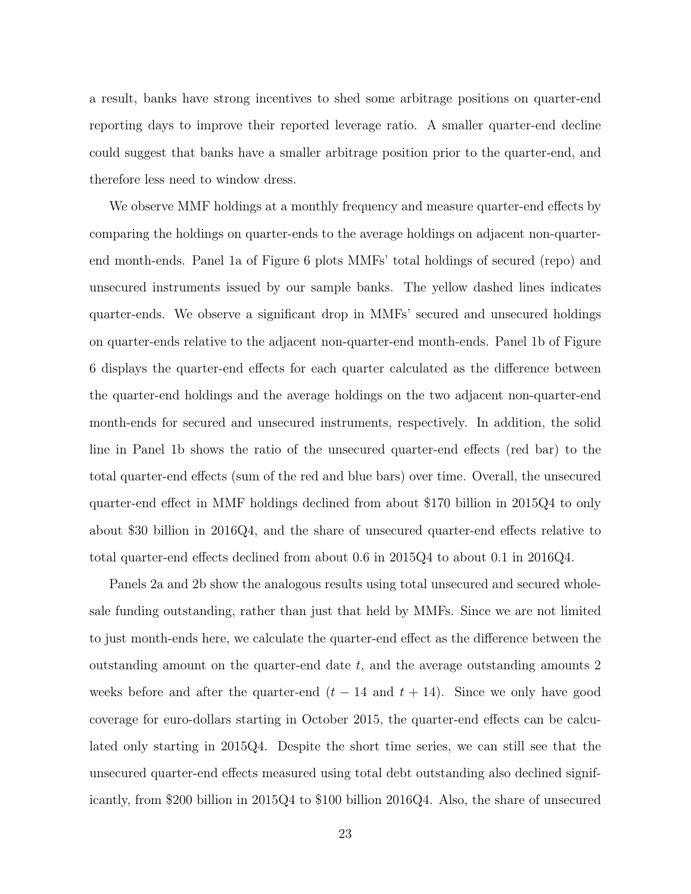a result, banks have strong incentives to shed some arbitrage positions on quarter-end reporting days to improve their reported leverage ratio. A smaller quarter-end decline could suggest that banks have a smaller arbitrage position prior to the quarter-end, and therefore less need to window dress.

We observe MMF holdings at a monthly frequency and measure quarter-end effects by comparing the holdings on quarter-ends to the average holdings on adjacent non-quarter-end month-ends. Panel 1a of Figure 6 plots MMFs' total holdings of secured (repo) and unsecured instruments issued by our sample banks. The yellow dashed lines indicates quarter-ends. We observe a significant drop in MMFs' secured and unsecured holdings on quarter-ends relative to the adjacent non-quarter-end month-ends. Panel 1b of Figure 6 displays the quarter-end effects for each quarter calculated as the difference between the quarter-end holdings and the average holdings on the two adjacent non-quarter-end month-ends for secured and unsecured instruments, respectively. In addition, the solid line in Panel 1b shows the ratio of the unsecured quarter-end effects (red bar) to the total quarter-end effects (sum of the red and blue bars) over time. Overall, the unsecured quarter-end effect in MMF holdings declined from about \$170 billion in 2015Q4 to only about \$30 billion in 2016Q4, and the share of unsecured quarter-end effects relative to total quarter-end effects declined from about 0.6 in 2015Q4 to about 0.1 in 2016Q4.

Panels 2a and 2b show the analogous results using total unsecured and secured wholesale funding outstanding, rather than just that held by MMFs. Since we are not limited to just month-ends here, we calculate the quarter-end effect as the difference between the outstanding amount on the quarter-end date $t$, and the average outstanding amounts 2 weeks before and after the quarter-end ($t - 14$ and $t + 14$). Since we only have good coverage for euro-dollars starting in October 2015, the quarter-end effects can be calculated only starting in 2015Q4. Despite the short time series, we can still see that the unsecured quarter-end effects measured using total debt outstanding also declined significantly, from \$200 billion in 2015Q4 to \$100 billion 2016Q4. Also, the share of unsecured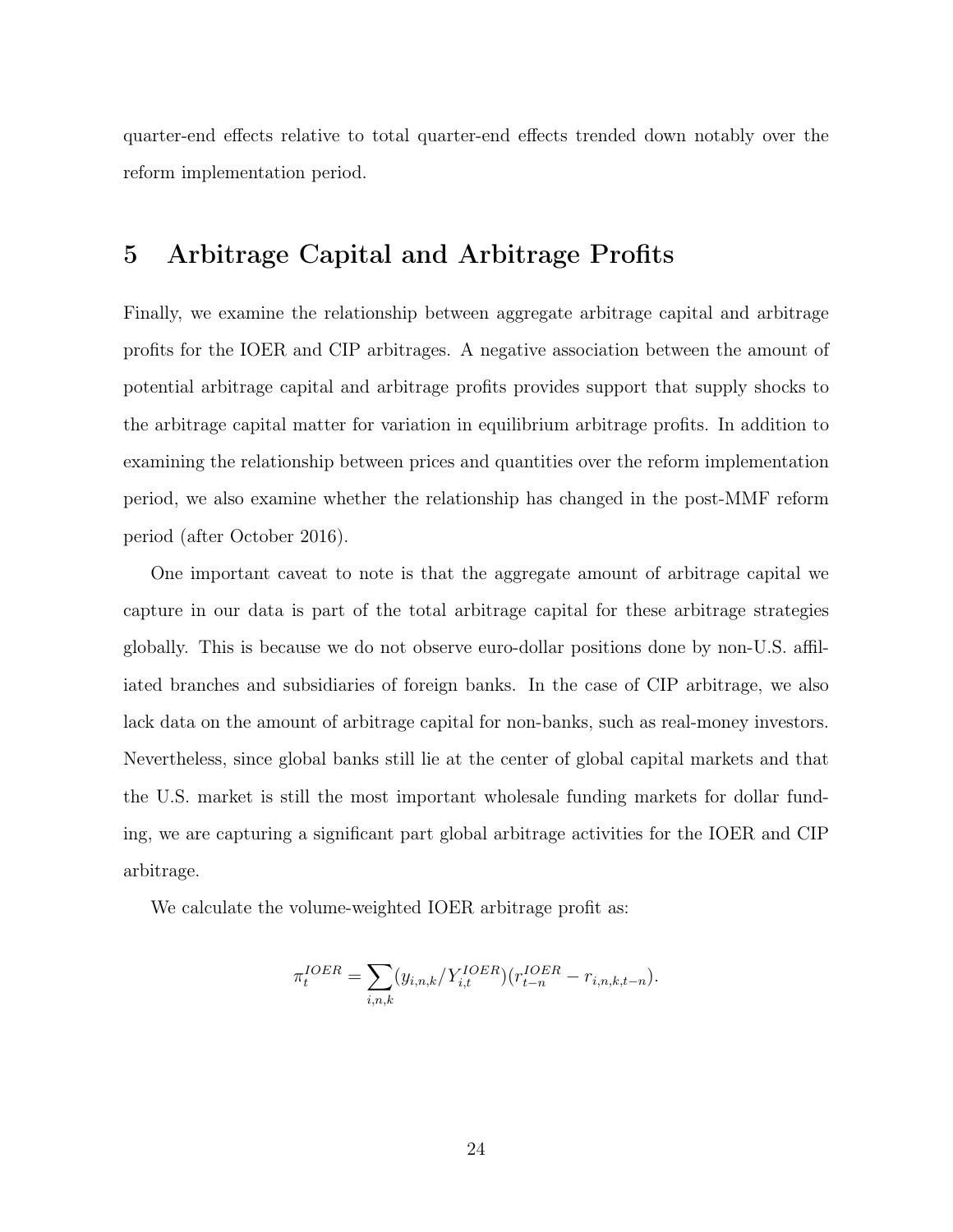quarter-end effects relative to total quarter-end effects trended down notably over the reform implementation period.

## 5 Arbitrage Capital and Arbitrage Profits

Finally, we examine the relationship between aggregate arbitrage capital and arbitrage profits for the IOER and CIP arbitrages. A negative association between the amount of potential arbitrage capital and arbitrage profits provides support that supply shocks to the arbitrage capital matter for variation in equilibrium arbitrage profits. In addition to examining the relationship between prices and quantities over the reform implementation period, we also examine whether the relationship has changed in the post-MMF reform period (after October 2016).

One important caveat to note is that the aggregate amount of arbitrage capital we capture in our data is part of the total arbitrage capital for these arbitrage strategies globally. This is because we do not observe euro-dollar positions done by non-U.S. affiliated branches and subsidiaries of foreign banks. In the case of CIP arbitrage, we also lack data on the amount of arbitrage capital for non-banks, such as real-money investors. Nevertheless, since global banks still lie at the center of global capital markets and that the U.S. market is still the most important wholesale funding markets for dollar funding, we are capturing a significant part global arbitrage activities for the IOER and CIP arbitrage.

We calculate the volume-weighted IOER arbitrage profit as:

$$\pi_t^{IOER} = \sum_{i,n,k} (y_{i,n,k}/Y_{i,t}^{IOER})(r_{t-n}^{IOER} - r_{i,n,k,t-n}).$$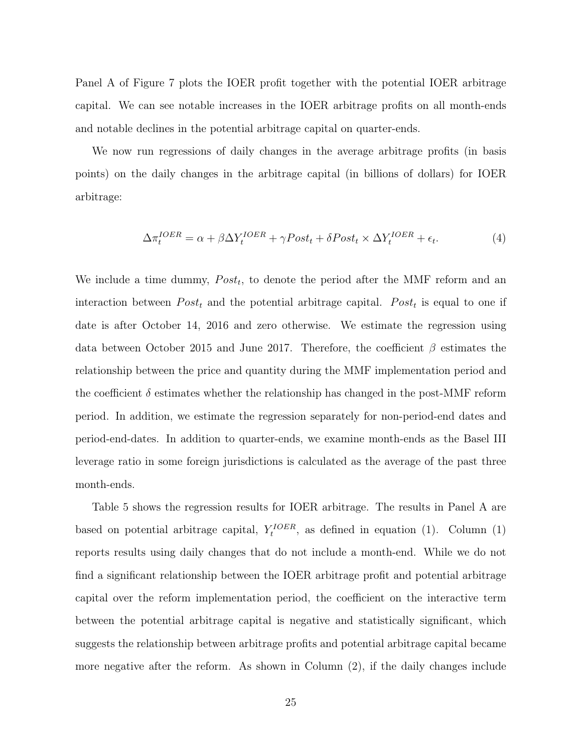Panel A of Figure 7 plots the IOER profit together with the potential IOER arbitrage capital. We can see notable increases in the IOER arbitrage profits on all month-ends and notable declines in the potential arbitrage capital on quarter-ends.

We now run regressions of daily changes in the average arbitrage profits (in basis points) on the daily changes in the arbitrage capital (in billions of dollars) for IOER arbitrage:

$$\Delta \pi_t^{IOER} = \alpha + \beta \Delta Y_t^{IOER} + \gamma Post_t + \delta Post_t \times \Delta Y_t^{IOER} + \epsilon_t. \tag{4}$$

We include a time dummy, $Post_t$, to denote the period after the MMF reform and an interaction between $Post_t$ and the potential arbitrage capital. $Post_t$ is equal to one if date is after October 14, 2016 and zero otherwise. We estimate the regression using data between October 2015 and June 2017. Therefore, the coefficient $\beta$ estimates the relationship between the price and quantity during the MMF implementation period and the coefficient $\delta$ estimates whether the relationship has changed in the post-MMF reform period. In addition, we estimate the regression separately for non-period-end dates and period-end-dates. In addition to quarter-ends, we examine month-ends as the Basel III leverage ratio in some foreign jurisdictions is calculated as the average of the past three month-ends.

Table 5 shows the regression results for IOER arbitrage. The results in Panel A are based on potential arbitrage capital, $Y_t^{IOER}$, as defined in equation (1). Column (1) reports results using daily changes that do not include a month-end. While we do not find a significant relationship between the IOER arbitrage profit and potential arbitrage capital over the reform implementation period, the coefficient on the interactive term between the potential arbitrage capital is negative and statistically significant, which suggests the relationship between arbitrage profits and potential arbitrage capital became more negative after the reform. As shown in Column (2), if the daily changes include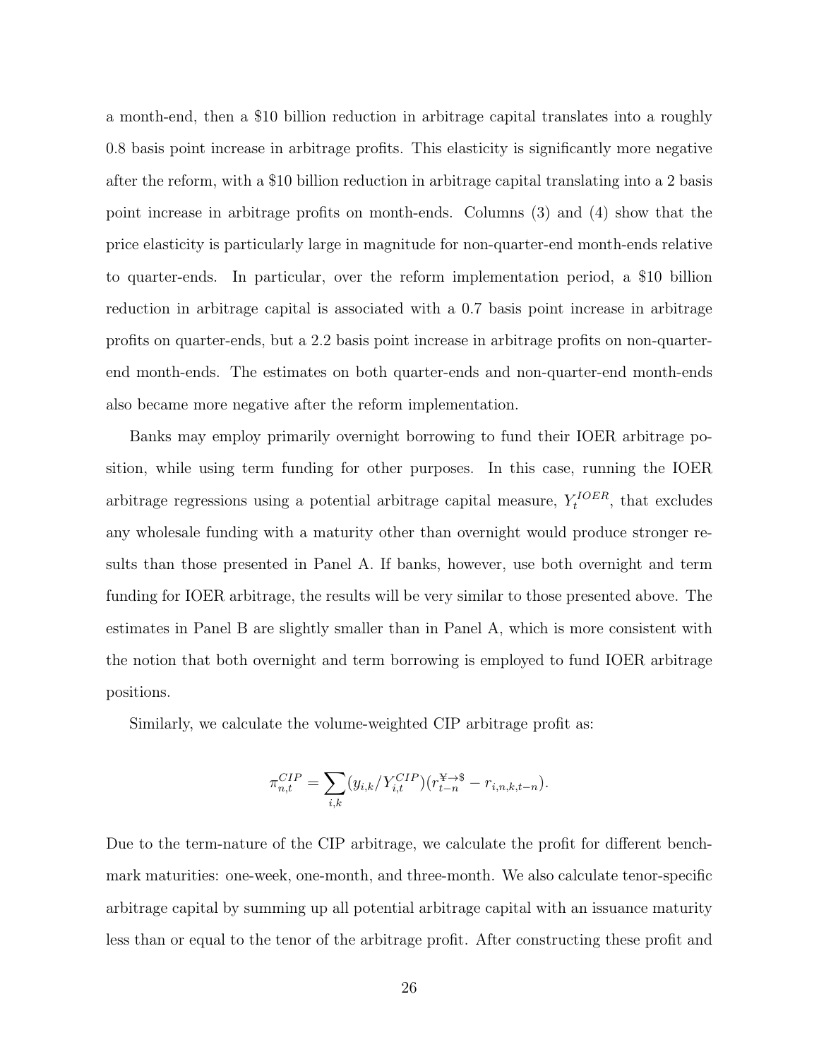a month-end, then a \$10 billion reduction in arbitrage capital translates into a roughly 0.8 basis point increase in arbitrage profits. This elasticity is significantly more negative after the reform, with a \$10 billion reduction in arbitrage capital translating into a 2 basis point increase in arbitrage profits on month-ends. Columns (3) and (4) show that the price elasticity is particularly large in magnitude for non-quarter-end month-ends relative to quarter-ends. In particular, over the reform implementation period, a \$10 billion reduction in arbitrage capital is associated with a 0.7 basis point increase in arbitrage profits on quarter-ends, but a 2.2 basis point increase in arbitrage profits on non-quarter-end month-ends. The estimates on both quarter-ends and non-quarter-end month-ends also became more negative after the reform implementation.

Banks may employ primarily overnight borrowing to fund their IOER arbitrage position, while using term funding for other purposes. In this case, running the IOER arbitrage regressions using a potential arbitrage capital measure, $Y_t^{IOER}$, that excludes any wholesale funding with a maturity other than overnight would produce stronger results than those presented in Panel A. If banks, however, use both overnight and term funding for IOER arbitrage, the results will be very similar to those presented above. The estimates in Panel B are slightly smaller than in Panel A, which is more consistent with the notion that both overnight and term borrowing is employed to fund IOER arbitrage positions.

Similarly, we calculate the volume-weighted CIP arbitrage profit as:

$$\pi_{n,t}^{CIP} = \sum_{i,k} (y_{i,k}/Y_{i,t}^{CIP})(r_{t-n}^{¥\to\$} - r_{i,n,k,t-n}).$$

Due to the term-nature of the CIP arbitrage, we calculate the profit for different benchmark maturities: one-week, one-month, and three-month. We also calculate tenor-specific arbitrage capital by summing up all potential arbitrage capital with an issuance maturity less than or equal to the tenor of the arbitrage profit. After constructing these profit and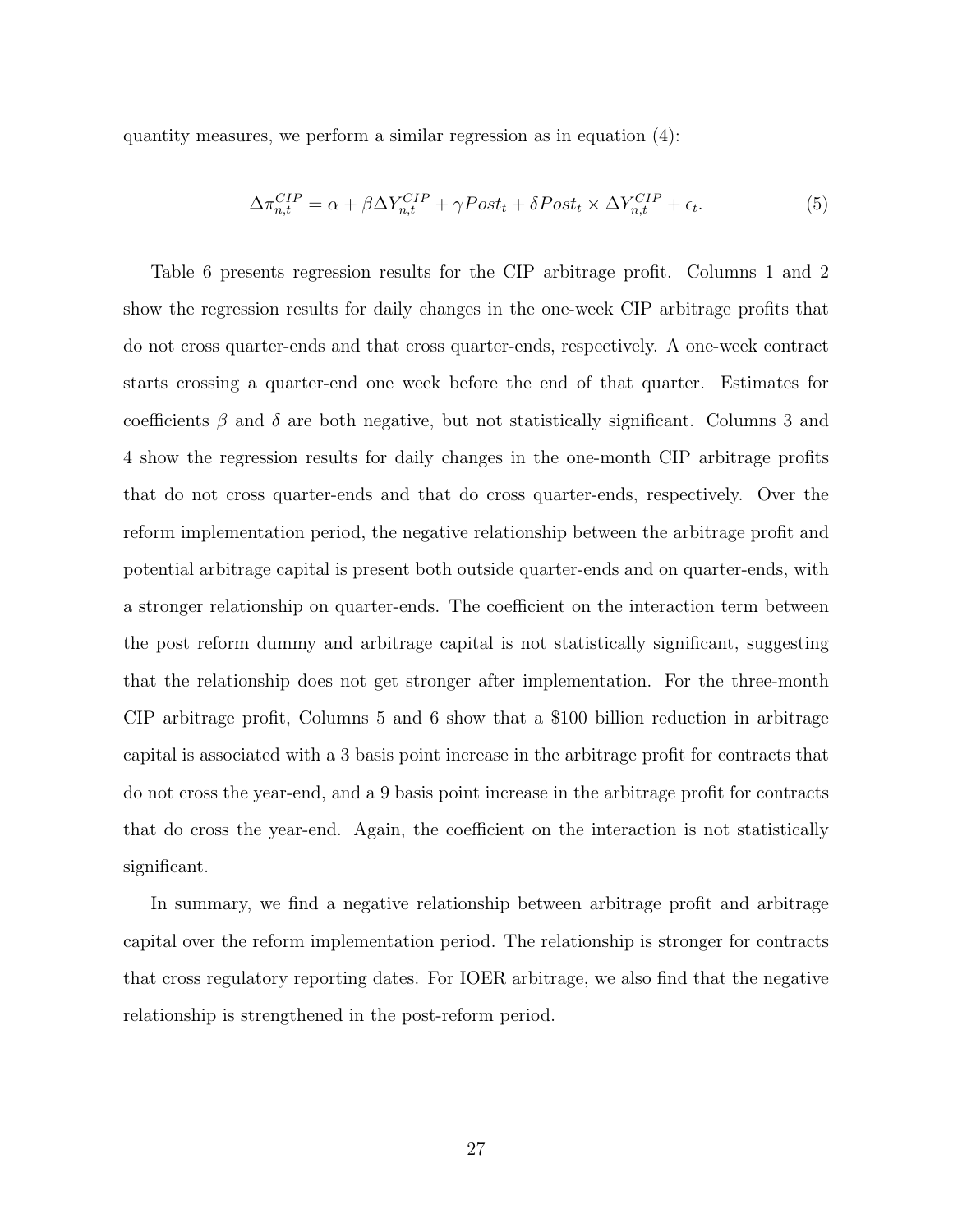quantity measures, we perform a similar regression as in equation (4):

$$\Delta\pi_{n,t}^{CIP} = \alpha + \beta\Delta Y_{n,t}^{CIP} + \gamma Post_t + \delta Post_t \times \Delta Y_{n,t}^{CIP} + \epsilon_t. \tag{5}$$

Table 6 presents regression results for the CIP arbitrage profit. Columns 1 and 2 show the regression results for daily changes in the one-week CIP arbitrage profits that do not cross quarter-ends and that cross quarter-ends, respectively. A one-week contract starts crossing a quarter-end one week before the end of that quarter. Estimates for coefficients $\beta$ and $\delta$ are both negative, but not statistically significant. Columns 3 and 4 show the regression results for daily changes in the one-month CIP arbitrage profits that do not cross quarter-ends and that do cross quarter-ends, respectively. Over the reform implementation period, the negative relationship between the arbitrage profit and potential arbitrage capital is present both outside quarter-ends and on quarter-ends, with a stronger relationship on quarter-ends. The coefficient on the interaction term between the post reform dummy and arbitrage capital is not statistically significant, suggesting that the relationship does not get stronger after implementation. For the three-month CIP arbitrage profit, Columns 5 and 6 show that a $100 billion reduction in arbitrage capital is associated with a 3 basis point increase in the arbitrage profit for contracts that do not cross the year-end, and a 9 basis point increase in the arbitrage profit for contracts that do cross the year-end. Again, the coefficient on the interaction is not statistically significant.

In summary, we find a negative relationship between arbitrage profit and arbitrage capital over the reform implementation period. The relationship is stronger for contracts that cross regulatory reporting dates. For IOER arbitrage, we also find that the negative relationship is strengthened in the post-reform period.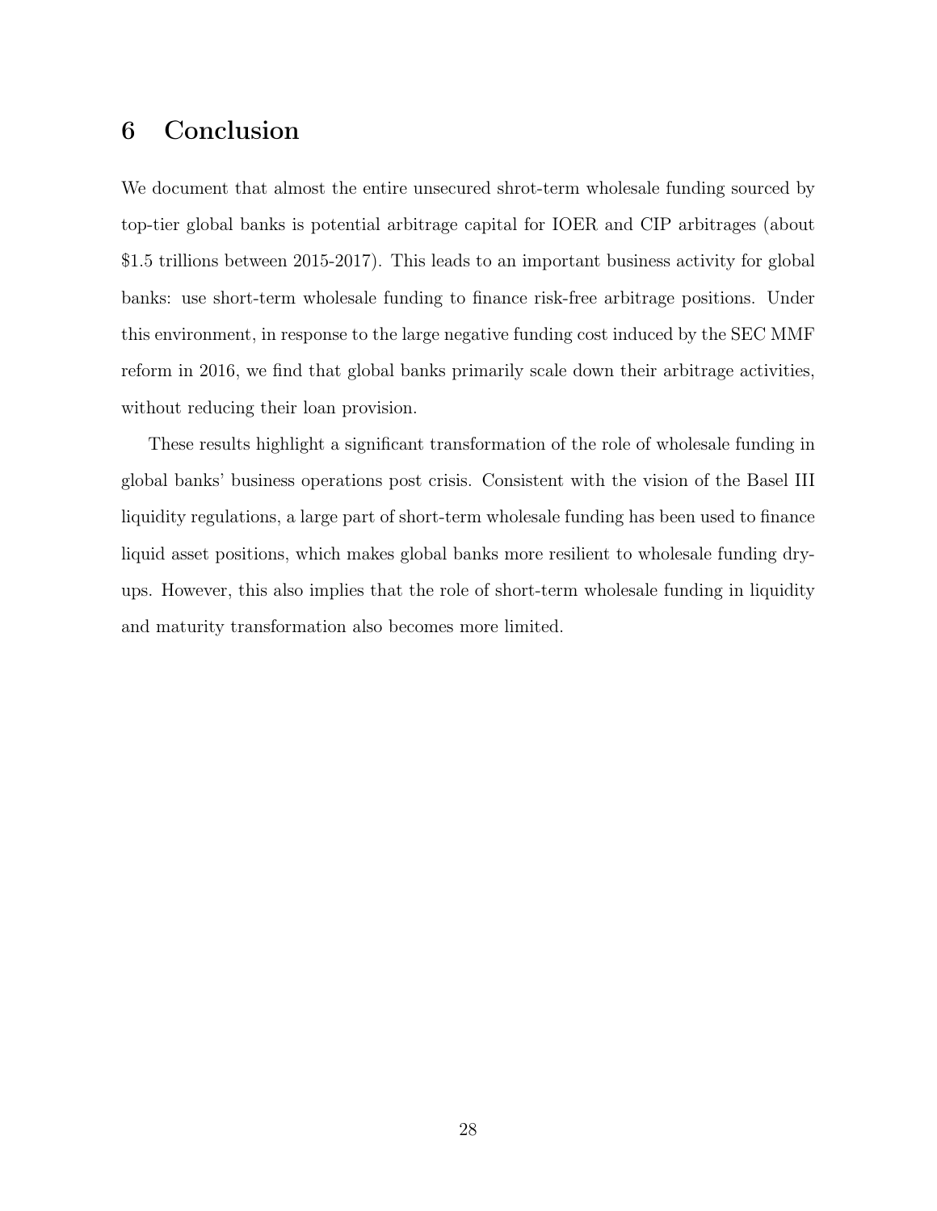# 6 Conclusion

We document that almost the entire unsecured shrot-term wholesale funding sourced by top-tier global banks is potential arbitrage capital for IOER and CIP arbitrages (about \$1.5 trillions between 2015-2017). This leads to an important business activity for global banks: use short-term wholesale funding to finance risk-free arbitrage positions. Under this environment, in response to the large negative funding cost induced by the SEC MMF reform in 2016, we find that global banks primarily scale down their arbitrage activities, without reducing their loan provision.

These results highlight a significant transformation of the role of wholesale funding in global banks' business operations post crisis. Consistent with the vision of the Basel III liquidity regulations, a large part of short-term wholesale funding has been used to finance liquid asset positions, which makes global banks more resilient to wholesale funding dry-ups. However, this also implies that the role of short-term wholesale funding in liquidity and maturity transformation also becomes more limited.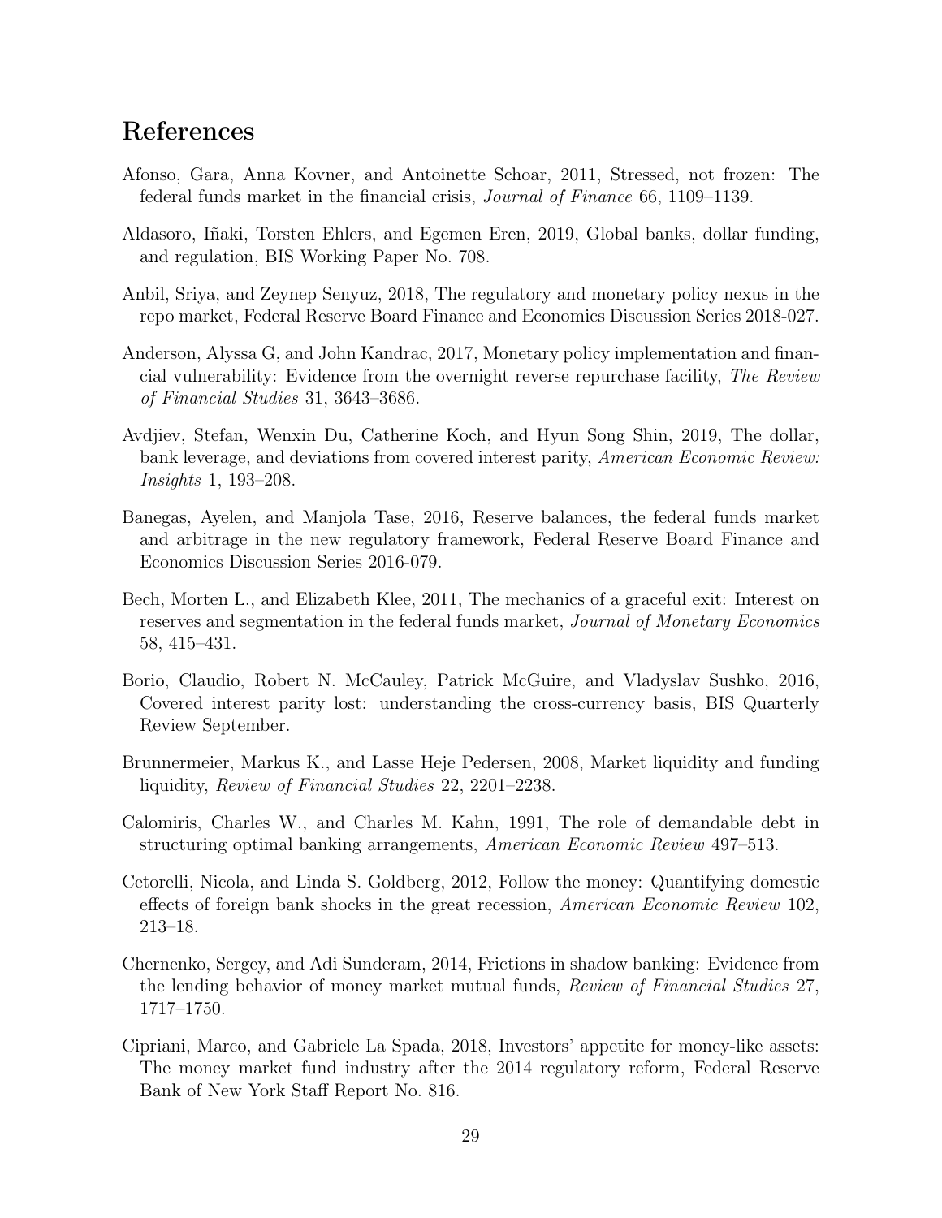## References

Afonso, Gara, Anna Kovner, and Antoinette Schoar, 2011, Stressed, not frozen: The federal funds market in the financial crisis, *Journal of Finance* 66, 1109–1139.

Aldasoro, Iñaki, Torsten Ehlers, and Egemen Eren, 2019, Global banks, dollar funding, and regulation, BIS Working Paper No. 708.

Anbil, Sriya, and Zeynep Senyuz, 2018, The regulatory and monetary policy nexus in the repo market, Federal Reserve Board Finance and Economics Discussion Series 2018-027.

Anderson, Alyssa G, and John Kandrac, 2017, Monetary policy implementation and financial vulnerability: Evidence from the overnight reverse repurchase facility, *The Review of Financial Studies* 31, 3643–3686.

Avdjiev, Stefan, Wenxin Du, Catherine Koch, and Hyun Song Shin, 2019, The dollar, bank leverage, and deviations from covered interest parity, *American Economic Review: Insights* 1, 193–208.

Banegas, Ayelen, and Manjola Tase, 2016, Reserve balances, the federal funds market and arbitrage in the new regulatory framework, Federal Reserve Board Finance and Economics Discussion Series 2016-079.

Bech, Morten L., and Elizabeth Klee, 2011, The mechanics of a graceful exit: Interest on reserves and segmentation in the federal funds market, *Journal of Monetary Economics* 58, 415–431.

Borio, Claudio, Robert N. McCauley, Patrick McGuire, and Vladyslav Sushko, 2016, Covered interest parity lost: understanding the cross-currency basis, BIS Quarterly Review September.

Brunnermeier, Markus K., and Lasse Heje Pedersen, 2008, Market liquidity and funding liquidity, *Review of Financial Studies* 22, 2201–2238.

Calomiris, Charles W., and Charles M. Kahn, 1991, The role of demandable debt in structuring optimal banking arrangements, *American Economic Review* 497–513.

Cetorelli, Nicola, and Linda S. Goldberg, 2012, Follow the money: Quantifying domestic effects of foreign bank shocks in the great recession, *American Economic Review* 102, 213–18.

Chernenko, Sergey, and Adi Sunderam, 2014, Frictions in shadow banking: Evidence from the lending behavior of money market mutual funds, *Review of Financial Studies* 27, 1717–1750.

Cipriani, Marco, and Gabriele La Spada, 2018, Investors' appetite for money-like assets: The money market fund industry after the 2014 regulatory reform, Federal Reserve Bank of New York Staff Report No. 816.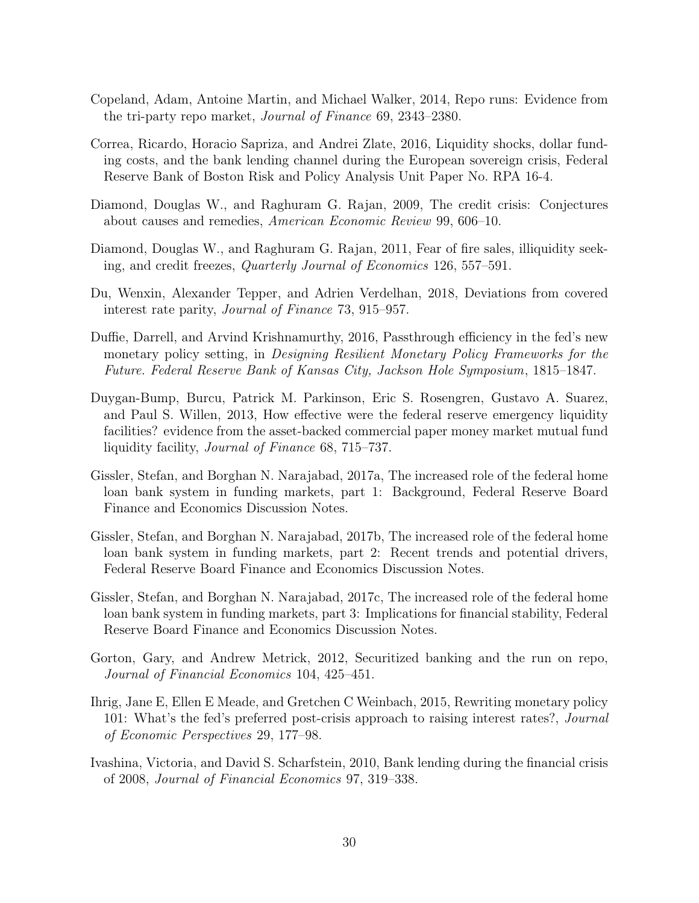Copeland, Adam, Antoine Martin, and Michael Walker, 2014, Repo runs: Evidence from the tri-party repo market, *Journal of Finance* 69, 2343–2380.

Correa, Ricardo, Horacio Sapriza, and Andrei Zlate, 2016, Liquidity shocks, dollar funding costs, and the bank lending channel during the European sovereign crisis, Federal Reserve Bank of Boston Risk and Policy Analysis Unit Paper No. RPA 16-4.

Diamond, Douglas W., and Raghuram G. Rajan, 2009, The credit crisis: Conjectures about causes and remedies, *American Economic Review* 99, 606–10.

Diamond, Douglas W., and Raghuram G. Rajan, 2011, Fear of fire sales, illiquidity seeking, and credit freezes, *Quarterly Journal of Economics* 126, 557–591.

Du, Wenxin, Alexander Tepper, and Adrien Verdelhan, 2018, Deviations from covered interest rate parity, *Journal of Finance* 73, 915–957.

Duffie, Darrell, and Arvind Krishnamurthy, 2016, Passthrough efficiency in the fed's new monetary policy setting, in *Designing Resilient Monetary Policy Frameworks for the Future. Federal Reserve Bank of Kansas City, Jackson Hole Symposium*, 1815–1847.

Duygan-Bump, Burcu, Patrick M. Parkinson, Eric S. Rosengren, Gustavo A. Suarez, and Paul S. Willen, 2013, How effective were the federal reserve emergency liquidity facilities? evidence from the asset-backed commercial paper money market mutual fund liquidity facility, *Journal of Finance* 68, 715–737.

Gissler, Stefan, and Borghan N. Narajabad, 2017a, The increased role of the federal home loan bank system in funding markets, part 1: Background, Federal Reserve Board Finance and Economics Discussion Notes.

Gissler, Stefan, and Borghan N. Narajabad, 2017b, The increased role of the federal home loan bank system in funding markets, part 2: Recent trends and potential drivers, Federal Reserve Board Finance and Economics Discussion Notes.

Gissler, Stefan, and Borghan N. Narajabad, 2017c, The increased role of the federal home loan bank system in funding markets, part 3: Implications for financial stability, Federal Reserve Board Finance and Economics Discussion Notes.

Gorton, Gary, and Andrew Metrick, 2012, Securitized banking and the run on repo, *Journal of Financial Economics* 104, 425–451.

Ihrig, Jane E, Ellen E Meade, and Gretchen C Weinbach, 2015, Rewriting monetary policy 101: What's the fed's preferred post-crisis approach to raising interest rates?, *Journal of Economic Perspectives* 29, 177–98.

Ivashina, Victoria, and David S. Scharfstein, 2010, Bank lending during the financial crisis of 2008, *Journal of Financial Economics* 97, 319–338.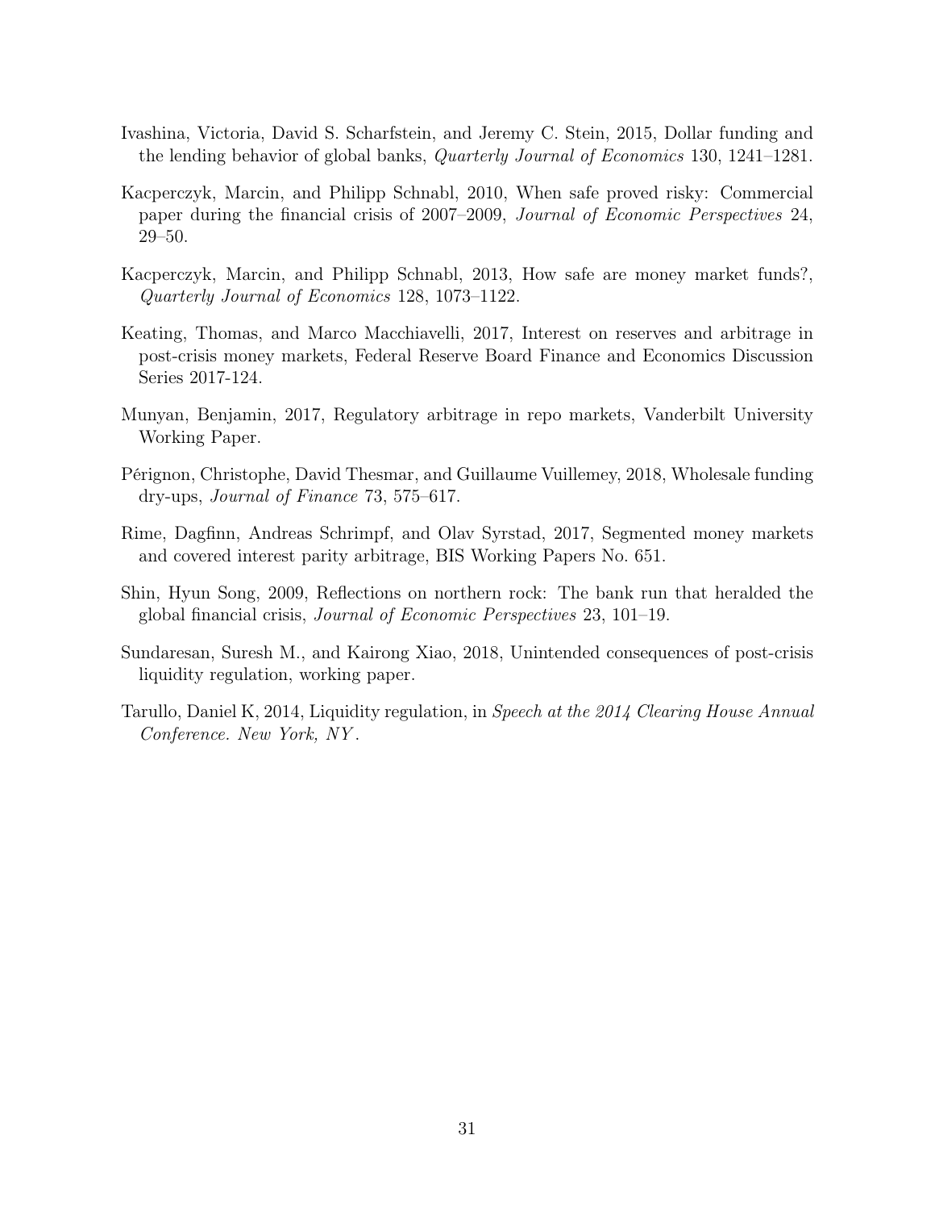Ivashina, Victoria, David S. Scharfstein, and Jeremy C. Stein, 2015, Dollar funding and the lending behavior of global banks, *Quarterly Journal of Economics* 130, 1241–1281.

Kacperczyk, Marcin, and Philipp Schnabl, 2010, When safe proved risky: Commercial paper during the financial crisis of 2007–2009, *Journal of Economic Perspectives* 24, 29–50.

Kacperczyk, Marcin, and Philipp Schnabl, 2013, How safe are money market funds?, *Quarterly Journal of Economics* 128, 1073–1122.

Keating, Thomas, and Marco Macchiavelli, 2017, Interest on reserves and arbitrage in post-crisis money markets, Federal Reserve Board Finance and Economics Discussion Series 2017-124.

Munyan, Benjamin, 2017, Regulatory arbitrage in repo markets, Vanderbilt University Working Paper.

Pérignon, Christophe, David Thesmar, and Guillaume Vuillemey, 2018, Wholesale funding dry-ups, *Journal of Finance* 73, 575–617.

Rime, Dagfinn, Andreas Schrimpf, and Olav Syrstad, 2017, Segmented money markets and covered interest parity arbitrage, BIS Working Papers No. 651.

Shin, Hyun Song, 2009, Reflections on northern rock: The bank run that heralded the global financial crisis, *Journal of Economic Perspectives* 23, 101–19.

Sundaresan, Suresh M., and Kairong Xiao, 2018, Unintended consequences of post-crisis liquidity regulation, working paper.

Tarullo, Daniel K, 2014, Liquidity regulation, in *Speech at the 2014 Clearing House Annual Conference. New York, NY*.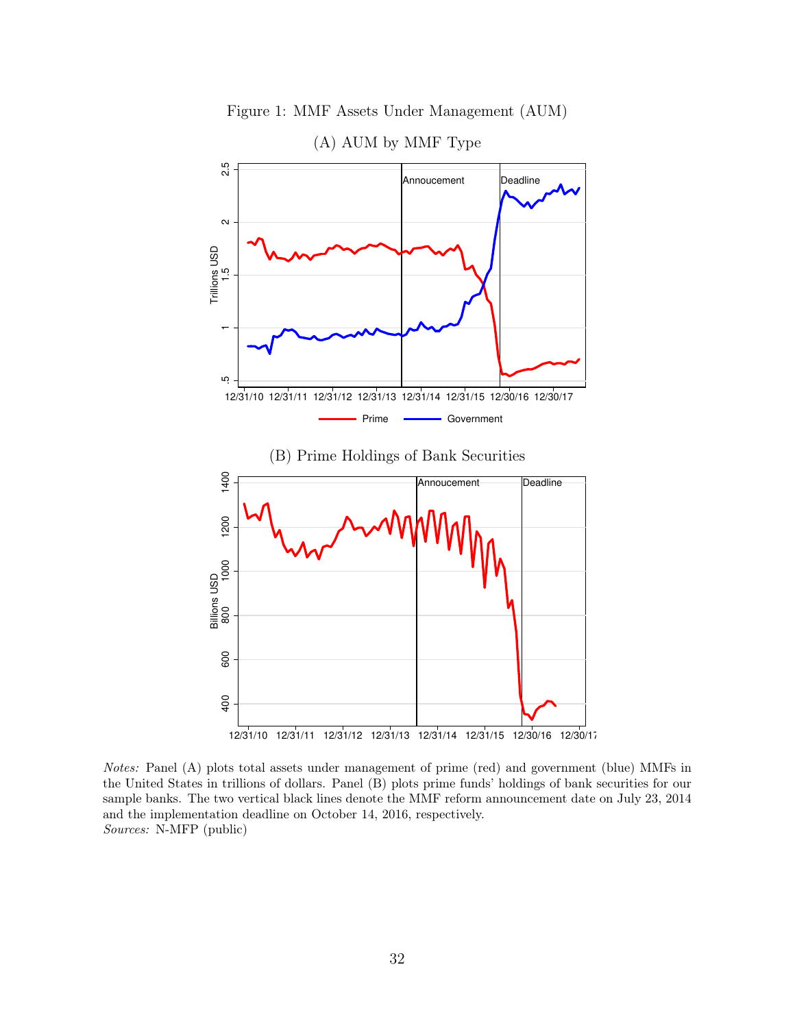Figure 1: MMF Assets Under Management (AUM)

(A) AUM by MMF Type

(B) Prime Holdings of Bank Securities

*Notes:* Panel (A) plots total assets under management of prime (red) and government (blue) MMFs in the United States in trillions of dollars. Panel (B) plots prime funds' holdings of bank securities for our sample banks. The two vertical black lines denote the MMF reform announcement date on July 23, 2014 and the implementation deadline on October 14, 2016, respectively.
*Sources:* N-MFP (public)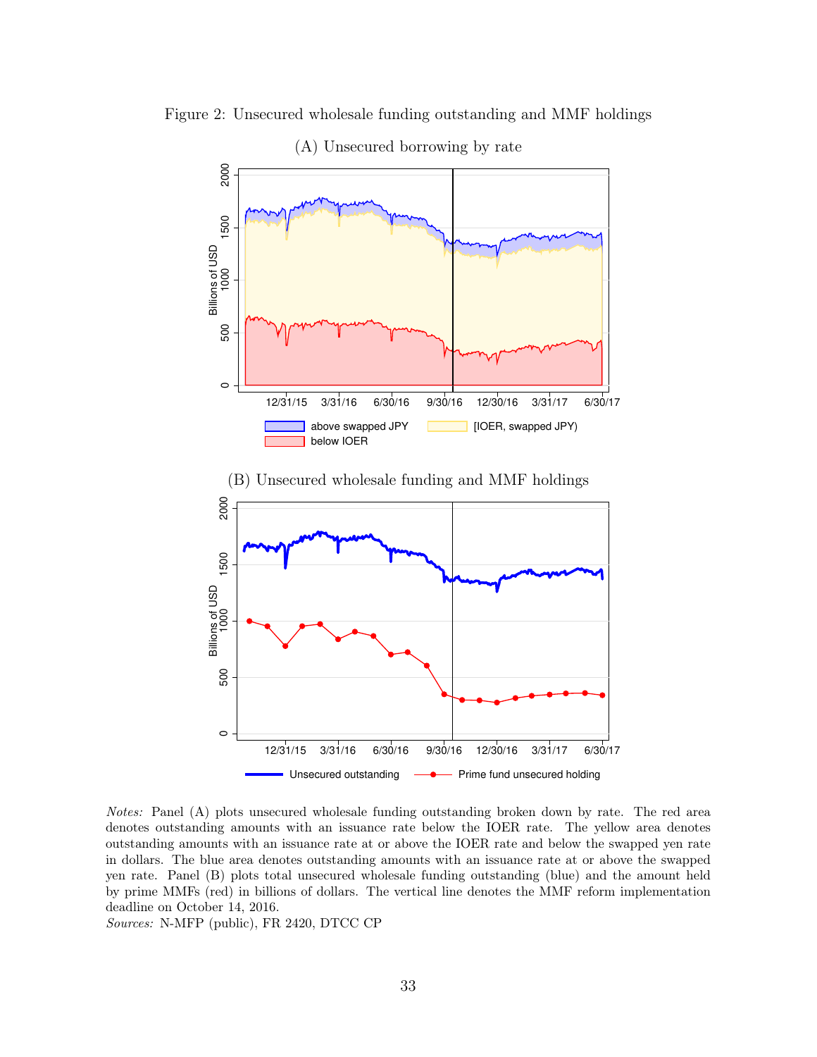Figure 2: Unsecured wholesale funding outstanding and MMF holdings

(A) Unsecured borrowing by rate

(B) Unsecured wholesale funding and MMF holdings

*Notes:* Panel (A) plots unsecured wholesale funding outstanding broken down by rate. The red area denotes outstanding amounts with an issuance rate below the IOER rate. The yellow area denotes outstanding amounts with an issuance rate at or above the IOER rate and below the swapped yen rate in dollars. The blue area denotes outstanding amounts with an issuance rate at or above the swapped yen rate. Panel (B) plots total unsecured wholesale funding outstanding (blue) and the amount held by prime MMFs (red) in billions of dollars. The vertical line denotes the MMF reform implementation deadline on October 14, 2016.

*Sources:* N-MFP (public), FR 2420, DTCC CP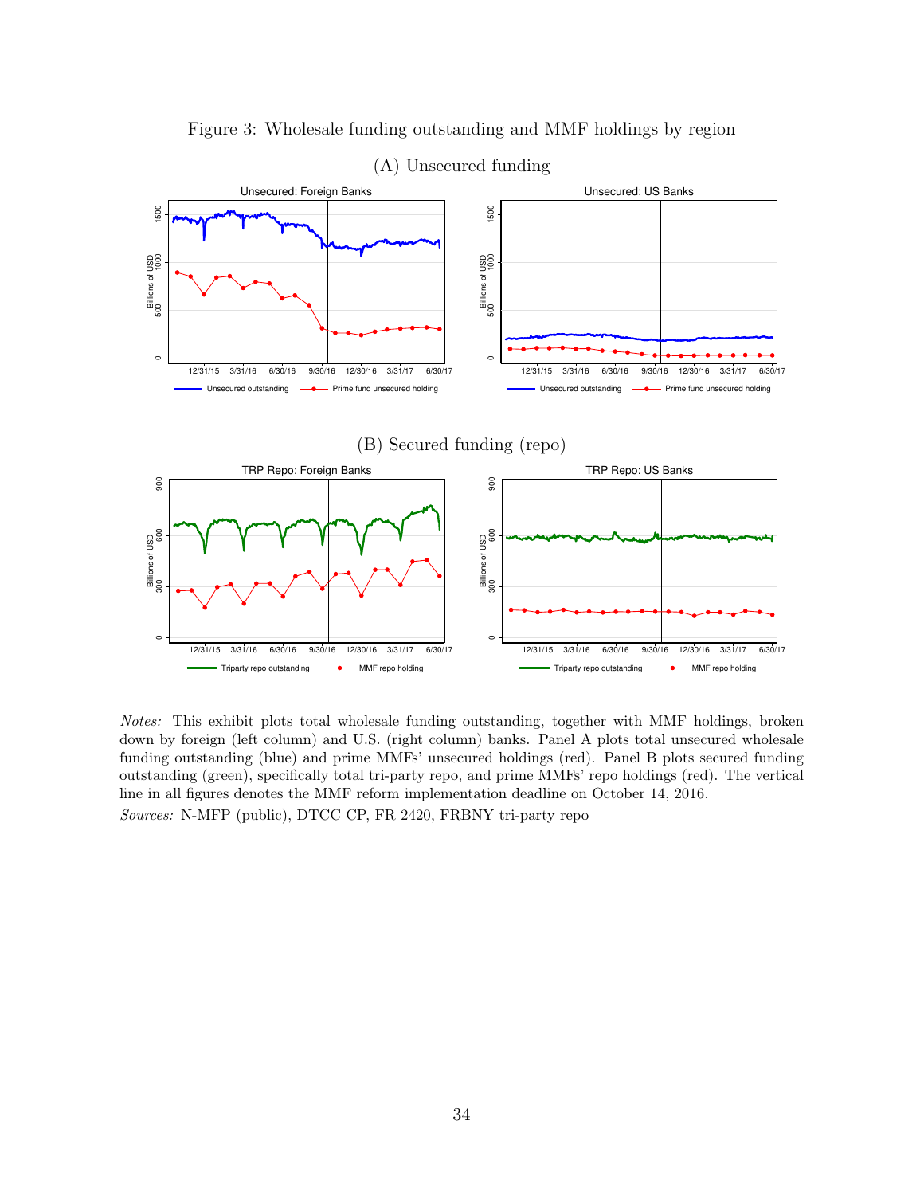Figure 3: Wholesale funding outstanding and MMF holdings by region

(A) Unsecured funding

(B) Secured funding (repo)

*Notes:* This exhibit plots total wholesale funding outstanding, together with MMF holdings, broken down by foreign (left column) and U.S. (right column) banks. Panel A plots total unsecured wholesale funding outstanding (blue) and prime MMFs' unsecured holdings (red). Panel B plots secured funding outstanding (green), specifically total tri-party repo, and prime MMFs' repo holdings (red). The vertical line in all figures denotes the MMF reform implementation deadline on October 14, 2016.

*Sources:* N-MFP (public), DTCC CP, FR 2420, FRBNY tri-party repo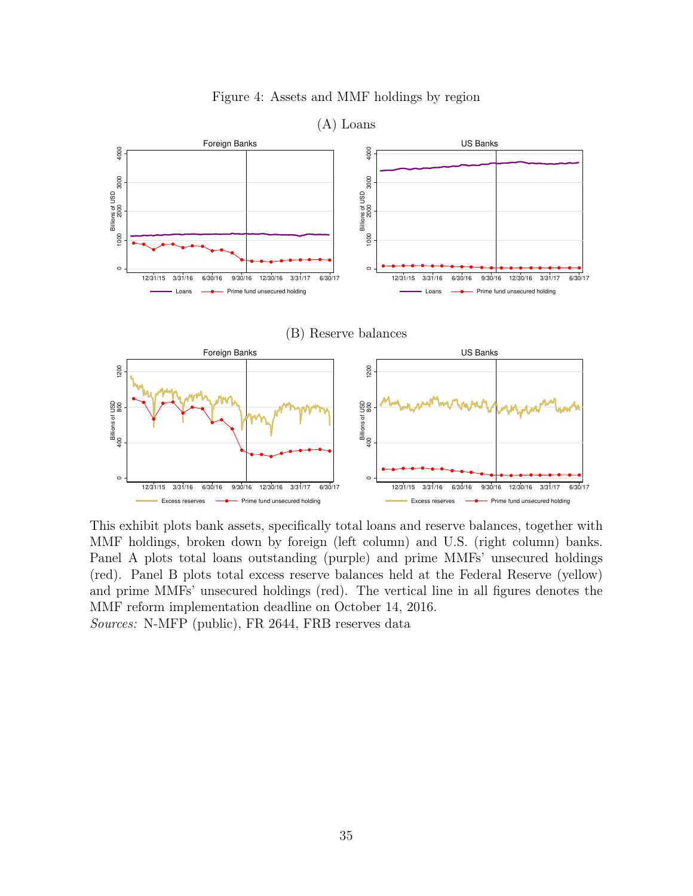Figure 4: Assets and MMF holdings by region

(A) Loans

(B) Reserve balances

This exhibit plots bank assets, specifically total loans and reserve balances, together with MMF holdings, broken down by foreign (left column) and U.S. (right column) banks. Panel A plots total loans outstanding (purple) and prime MMFs' unsecured holdings (red). Panel B plots total excess reserve balances held at the Federal Reserve (yellow) and prime MMFs' unsecured holdings (red). The vertical line in all figures denotes the MMF reform implementation deadline on October 14, 2016.
*Sources:* N-MFP (public), FR 2644, FRB reserves data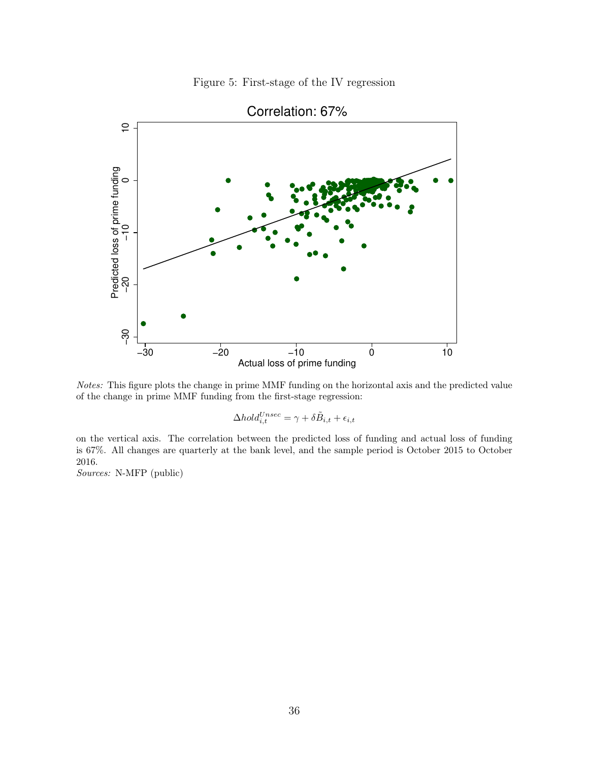Figure 5: First-stage of the IV regression

*Notes:* This figure plots the change in prime MMF funding on the horizontal axis and the predicted value of the change in prime MMF funding from the first-stage regression:

$$\Delta hold_{i,t}^{Unsec} = \gamma + \delta \tilde{B}_{i,t} + \epsilon_{i,t}$$

on the vertical axis. The correlation between the predicted loss of funding and actual loss of funding is 67%. All changes are quarterly at the bank level, and the sample period is October 2015 to October 2016.

*Sources:* N-MFP (public)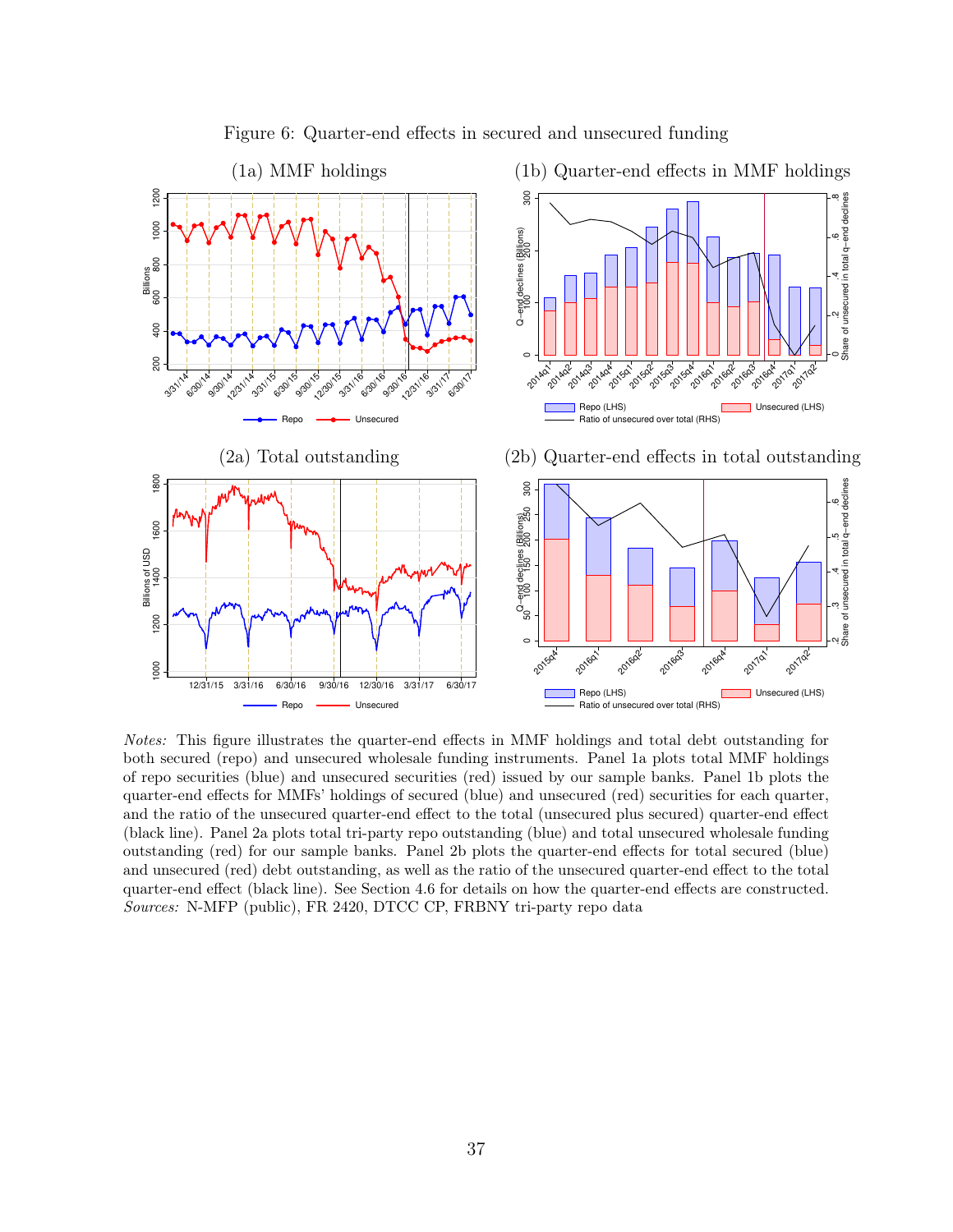Figure 6: Quarter-end effects in secured and unsecured funding

(1a) MMF holdings

(1b) Quarter-end effects in MMF holdings

(2a) Total outstanding

(2b) Quarter-end effects in total outstanding

*Notes:* This figure illustrates the quarter-end effects in MMF holdings and total debt outstanding for both secured (repo) and unsecured wholesale funding instruments. Panel 1a plots total MMF holdings of repo securities (blue) and unsecured securities (red) issued by our sample banks. Panel 1b plots the quarter-end effects for MMFs' holdings of secured (blue) and unsecured (red) securities for each quarter, and the ratio of the unsecured quarter-end effect to the total (unsecured plus secured) quarter-end effect (black line). Panel 2a plots total tri-party repo outstanding (blue) and total unsecured wholesale funding outstanding (red) for our sample banks. Panel 2b plots the quarter-end effects for total secured (blue) and unsecured (red) debt outstanding, as well as the ratio of the unsecured quarter-end effect to the total quarter-end effect (black line). See Section 4.6 for details on how the quarter-end effects are constructed. *Sources:* N-MFP (public), FR 2420, DTCC CP, FRBNY tri-party repo data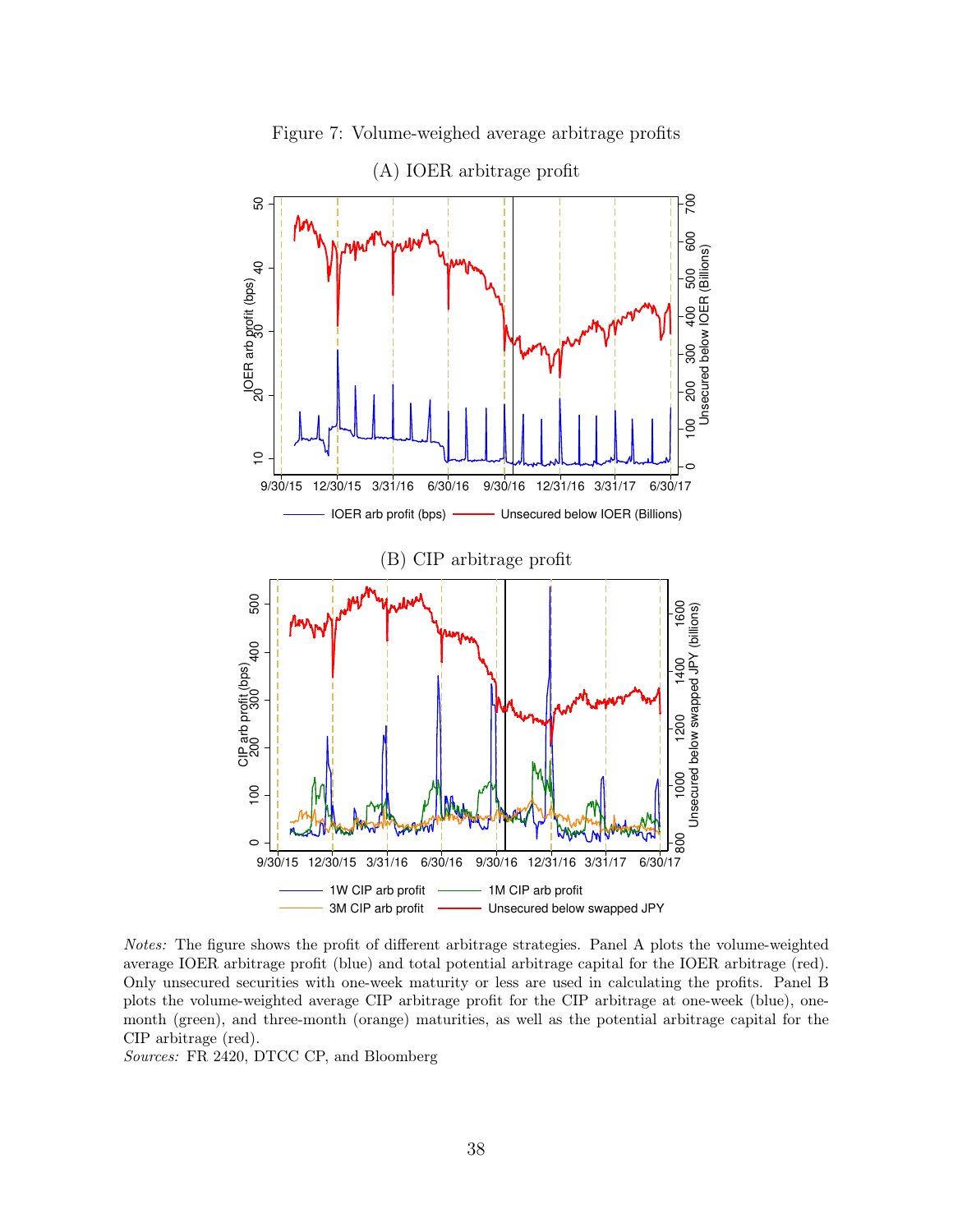Figure 7: Volume-weighed average arbitrage profits

(A) IOER arbitrage profit

(B) CIP arbitrage profit

*Notes:* The figure shows the profit of different arbitrage strategies. Panel A plots the volume-weighted average IOER arbitrage profit (blue) and total potential arbitrage capital for the IOER arbitrage (red). Only unsecured securities with one-week maturity or less are used in calculating the profits. Panel B plots the volume-weighted average CIP arbitrage profit for the CIP arbitrage at one-week (blue), one-month (green), and three-month (orange) maturities, as well as the potential arbitrage capital for the CIP arbitrage (red).

*Sources:* FR 2420, DTCC CP, and Bloomberg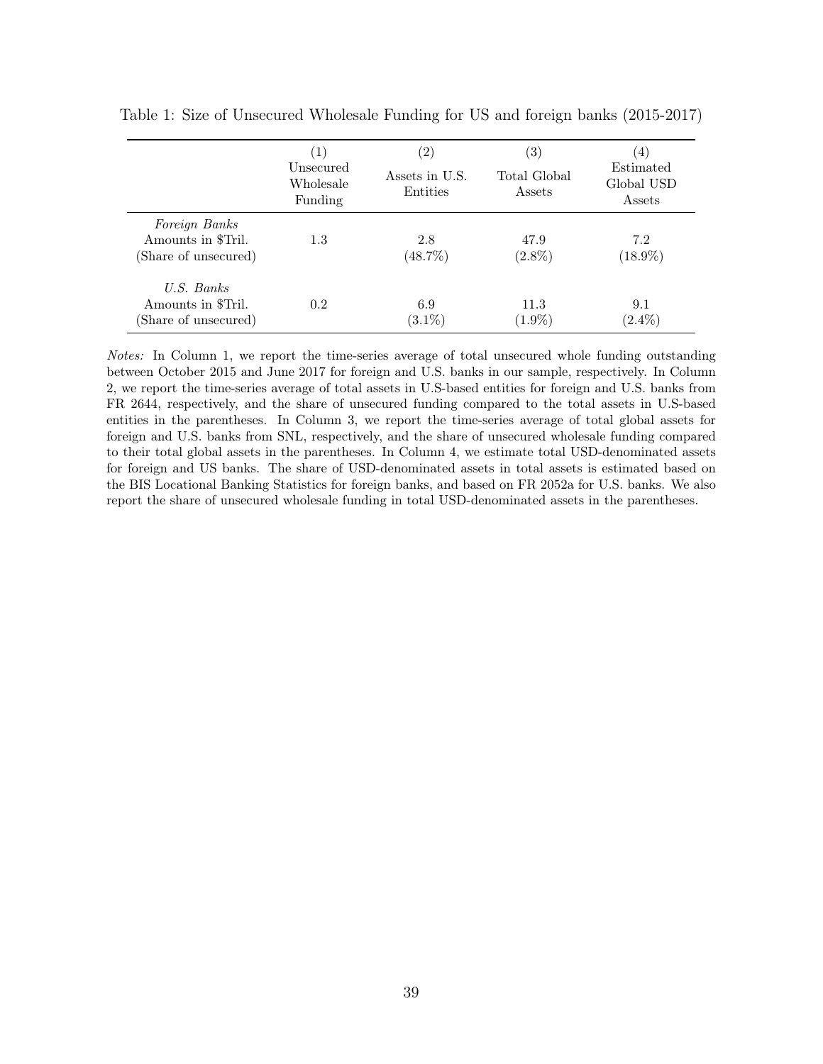Table 1: Size of Unsecured Wholesale Funding for US and foreign banks (2015-2017)

| | (1) Unsecured Wholesale Funding | (2) Assets in U.S. Entities | (3) Total Global Assets | (4) Estimated Global USD Assets |
|---|---|---|---|---|
| *Foreign Banks* | | | | |
| Amounts in $Tril. | 1.3 | 2.8 | 47.9 | 7.2 |
| (Share of unsecured) | | (48.7%) | (2.8%) | (18.9%) |
| *U.S. Banks* | | | | |
| Amounts in $Tril. | 0.2 | 6.9 | 11.3 | 9.1 |
| (Share of unsecured) | | (3.1%) | (1.9%) | (2.4%) |

*Notes:* In Column 1, we report the time-series average of total unsecured whole funding outstanding between October 2015 and June 2017 for foreign and U.S. banks in our sample, respectively. In Column 2, we report the time-series average of total assets in U.S-based entities for foreign and U.S. banks from FR 2644, respectively, and the share of unsecured funding compared to the total assets in U.S-based entities in the parentheses. In Column 3, we report the time-series average of total global assets for foreign and U.S. banks from SNL, respectively, and the share of unsecured wholesale funding compared to their total global assets in the parentheses. In Column 4, we estimate total USD-denominated assets for foreign and US banks. The share of USD-denominated assets in total assets is estimated based on the BIS Locational Banking Statistics for foreign banks, and based on FR 2052a for U.S. banks. We also report the share of unsecured wholesale funding in total USD-denominated assets in the parentheses.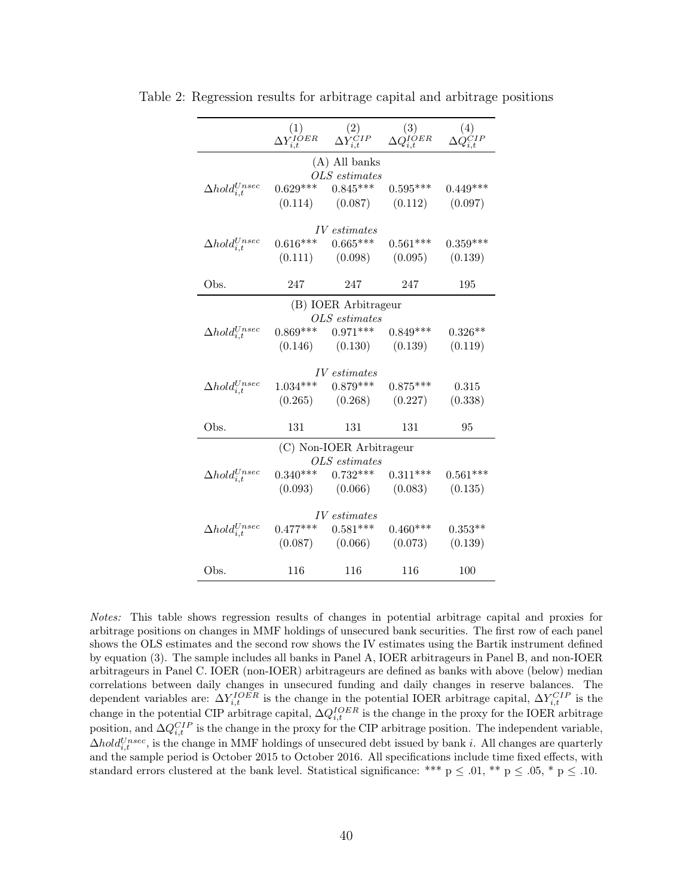Table 2: Regression results for arbitrage capital and arbitrage positions

| | (1) $\Delta Y_{i,t}^{IOER}$ | (2) $\Delta Y_{i,t}^{CIP}$ | (3) $\Delta Q_{i,t}^{IOER}$ | (4) $\Delta Q_{i,t}^{CIP}$ |
|---|---|---|---|---|
| | | (A) All banks | | |
| | | *OLS estimates* | | |
| $\Delta hold_{i,t}^{Unsec}$ | 0.629*** | 0.845*** | 0.595*** | 0.449*** |
| | (0.114) | (0.087) | (0.112) | (0.097) |
| | | *IV estimates* | | |
| $\Delta hold_{i,t}^{Unsec}$ | 0.616*** | 0.665*** | 0.561*** | 0.359*** |
| | (0.111) | (0.098) | (0.095) | (0.139) |
| Obs. | 247 | 247 | 247 | 195 |
| | | (B) IOER Arbitrageur | | |
| | | *OLS estimates* | | |
| $\Delta hold_{i,t}^{Unsec}$ | 0.869*** | 0.971*** | 0.849*** | 0.326** |
| | (0.146) | (0.130) | (0.139) | (0.119) |
| | | *IV estimates* | | |
| $\Delta hold_{i,t}^{Unsec}$ | 1.034*** | 0.879*** | 0.875*** | 0.315 |
| | (0.265) | (0.268) | (0.227) | (0.338) |
| Obs. | 131 | 131 | 131 | 95 |
| | | (C) Non-IOER Arbitrageur | | |
| | | *OLS estimates* | | |
| $\Delta hold_{i,t}^{Unsec}$ | 0.340*** | 0.732*** | 0.311*** | 0.561*** |
| | (0.093) | (0.066) | (0.083) | (0.135) |
| | | *IV estimates* | | |
| $\Delta hold_{i,t}^{Unsec}$ | 0.477*** | 0.581*** | 0.460*** | 0.353** |
| | (0.087) | (0.066) | (0.073) | (0.139) |
| Obs. | 116 | 116 | 116 | 100 |

*Notes:* This table shows regression results of changes in potential arbitrage capital and proxies for arbitrage positions on changes in MMF holdings of unsecured bank securities. The first row of each panel shows the OLS estimates and the second row shows the IV estimates using the Bartik instrument defined by equation (3). The sample includes all banks in Panel A, IOER arbitrageurs in Panel B, and non-IOER arbitrageurs in Panel C. IOER (non-IOER) arbitrageurs are defined as banks with above (below) median correlations between daily changes in unsecured funding and daily changes in reserve balances. The dependent variables are: $\Delta Y_{i,t}^{IOER}$ is the change in the potential IOER arbitrage capital, $\Delta Y_{i,t}^{CIP}$ is the change in the potential CIP arbitrage capital, $\Delta Q_{i,t}^{IOER}$ is the change in the proxy for the IOER arbitrage position, and $\Delta Q_{i,t}^{CIP}$ is the change in the proxy for the CIP arbitrage position. The independent variable, $\Delta hold_{i,t}^{Unsec}$, is the change in MMF holdings of unsecured debt issued by bank $i$. All changes are quarterly and the sample period is October 2015 to October 2016. All specifications include time fixed effects, with standard errors clustered at the bank level. Statistical significance: *** $p \leq .01$, ** $p \leq .05$, * $p \leq .10$.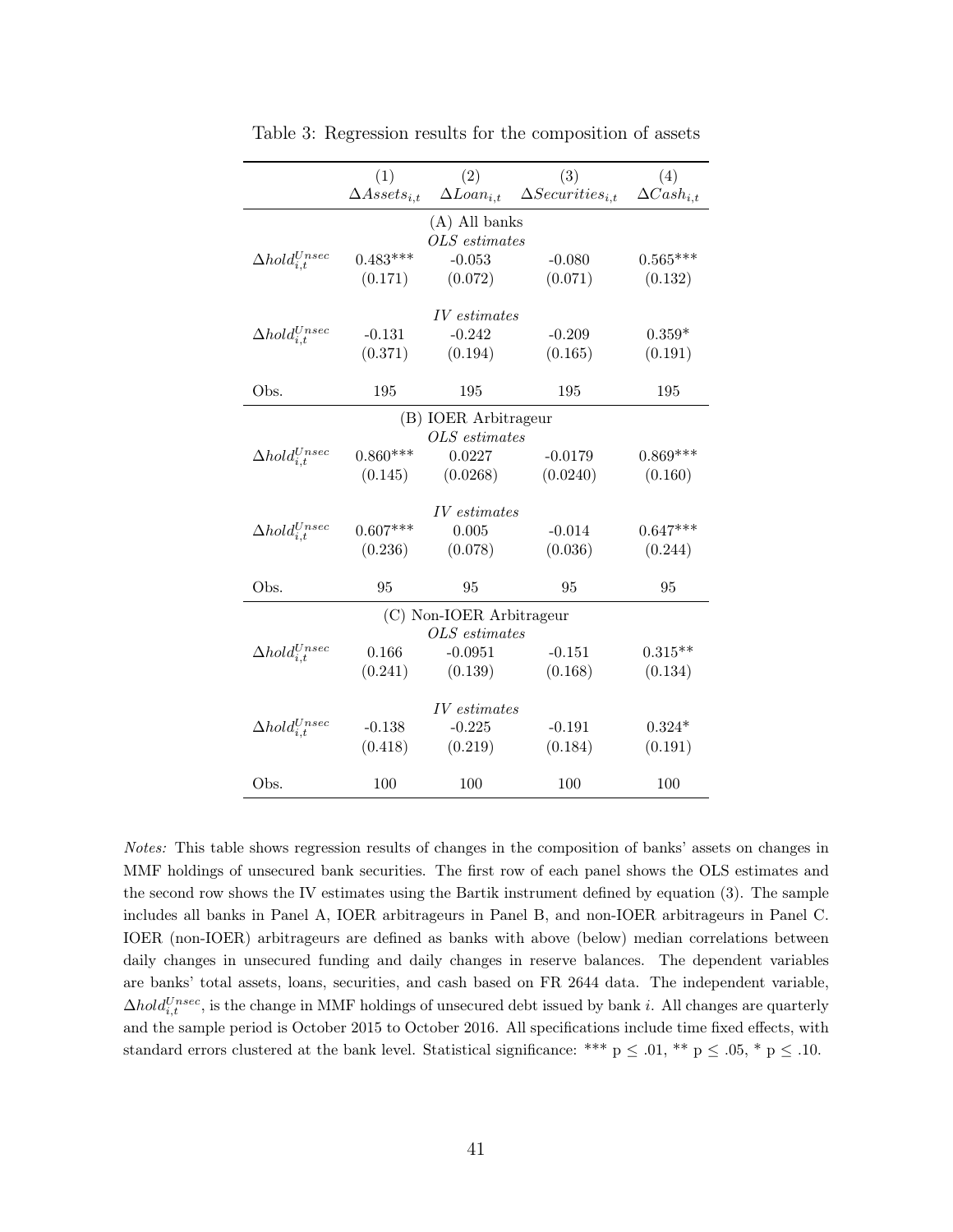Table 3: Regression results for the composition of assets

| | (1) $\Delta Assets_{i,t}$ | (2) $\Delta Loan_{i,t}$ | (3) $\Delta Securities_{i,t}$ | (4) $\Delta Cash_{i,t}$ |
|---|---|---|---|---|
| | | (A) All banks | | |
| | | *OLS estimates* | | |
| $\Delta hold_{i,t}^{Unsec}$ | 0.483*** | -0.053 | -0.080 | 0.565*** |
| | (0.171) | (0.072) | (0.071) | (0.132) |
| | | *IV estimates* | | |
| $\Delta hold_{i,t}^{Unsec}$ | -0.131 | -0.242 | -0.209 | 0.359* |
| | (0.371) | (0.194) | (0.165) | (0.191) |
| Obs. | 195 | 195 | 195 | 195 |
| | | (B) IOER Arbitrageur | | |
| | | *OLS estimates* | | |
| $\Delta hold_{i,t}^{Unsec}$ | 0.860*** | 0.0227 | -0.0179 | 0.869*** |
| | (0.145) | (0.0268) | (0.0240) | (0.160) |
| | | *IV estimates* | | |
| $\Delta hold_{i,t}^{Unsec}$ | 0.607*** | 0.005 | -0.014 | 0.647*** |
| | (0.236) | (0.078) | (0.036) | (0.244) |
| Obs. | 95 | 95 | 95 | 95 |
| | | (C) Non-IOER Arbitrageur | | |
| | | *OLS estimates* | | |
| $\Delta hold_{i,t}^{Unsec}$ | 0.166 | -0.0951 | -0.151 | 0.315** |
| | (0.241) | (0.139) | (0.168) | (0.134) |
| | | *IV estimates* | | |
| $\Delta hold_{i,t}^{Unsec}$ | -0.138 | -0.225 | -0.191 | 0.324* |
| | (0.418) | (0.219) | (0.184) | (0.191) |
| Obs. | 100 | 100 | 100 | 100 |

*Notes:* This table shows regression results of changes in the composition of banks' assets on changes in MMF holdings of unsecured bank securities. The first row of each panel shows the OLS estimates and the second row shows the IV estimates using the Bartik instrument defined by equation (3). The sample includes all banks in Panel A, IOER arbitrageurs in Panel B, and non-IOER arbitrageurs in Panel C. IOER (non-IOER) arbitrageurs are defined as banks with above (below) median correlations between daily changes in unsecured funding and daily changes in reserve balances. The dependent variables are banks' total assets, loans, securities, and cash based on FR 2644 data. The independent variable, $\Delta hold_{i,t}^{Unsec}$, is the change in MMF holdings of unsecured debt issued by bank $i$. All changes are quarterly and the sample period is October 2015 to October 2016. All specifications include time fixed effects, with standard errors clustered at the bank level. Statistical significance: *** $p \leq .01$, ** $p \leq .05$, * $p \leq .10$.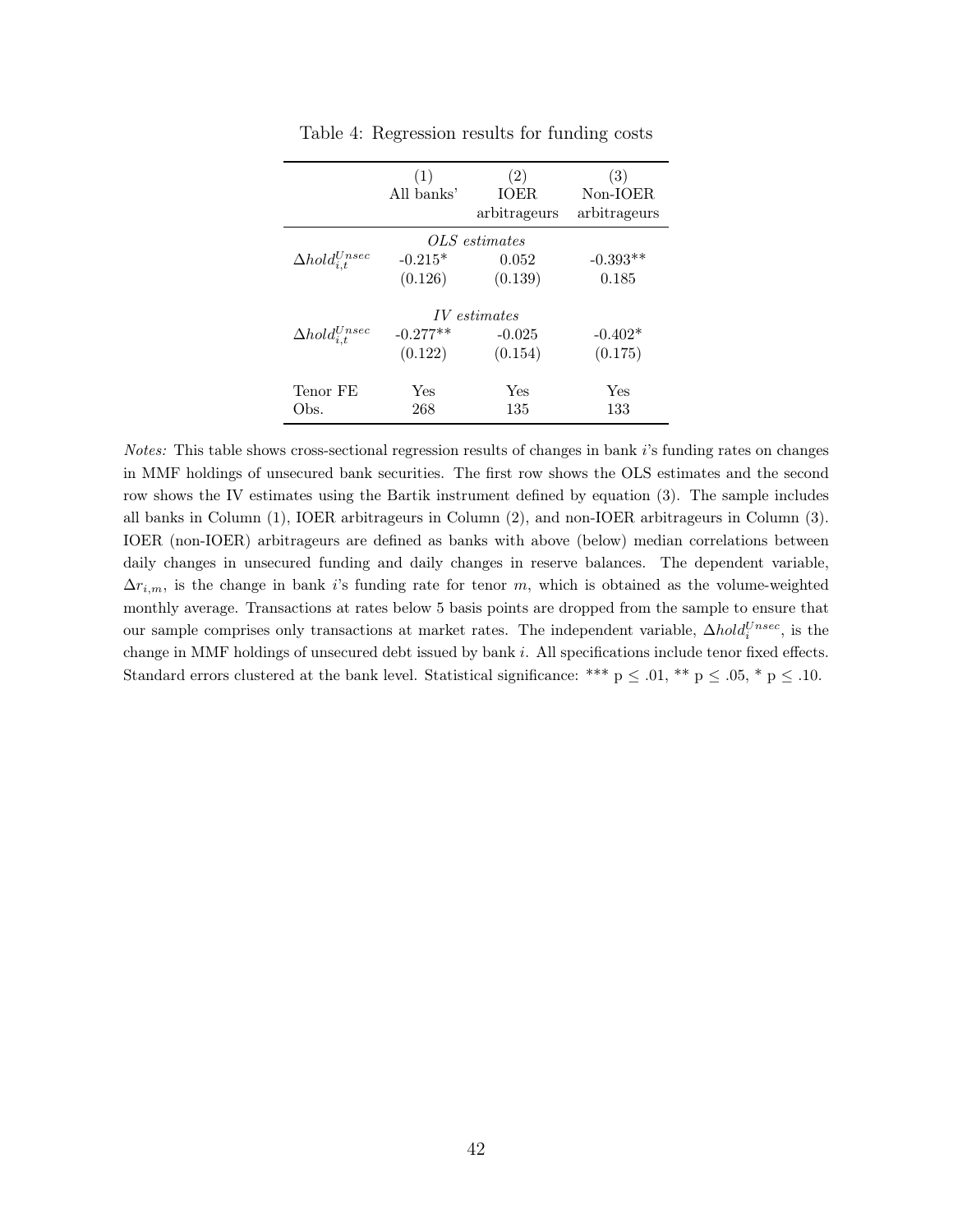Table 4: Regression results for funding costs

| | (1) All banks' | (2) IOER arbitrageurs | (3) Non-IOER arbitrageurs |
|---|---|---|---|
| | *OLS estimates* | | |
| $\Delta hold_{i,t}^{Unsec}$ | -0.215* | 0.052 | -0.393** |
| | (0.126) | (0.139) | 0.185 |
| | *IV estimates* | | |
| $\Delta hold_{i,t}^{Unsec}$ | -0.277** | -0.025 | -0.402* |
| | (0.122) | (0.154) | (0.175) |
| Tenor FE | Yes | Yes | Yes |
| Obs. | 268 | 135 | 133 |

*Notes:* This table shows cross-sectional regression results of changes in bank $i$'s funding rates on changes in MMF holdings of unsecured bank securities. The first row shows the OLS estimates and the second row shows the IV estimates using the Bartik instrument defined by equation (3). The sample includes all banks in Column (1), IOER arbitrageurs in Column (2), and non-IOER arbitrageurs in Column (3). IOER (non-IOER) arbitrageurs are defined as banks with above (below) median correlations between daily changes in unsecured funding and daily changes in reserve balances. The dependent variable, $\Delta r_{i,m}$, is the change in bank $i$'s funding rate for tenor $m$, which is obtained as the volume-weighted monthly average. Transactions at rates below 5 basis points are dropped from the sample to ensure that our sample comprises only transactions at market rates. The independent variable, $\Delta hold_{i}^{Unsec}$, is the change in MMF holdings of unsecured debt issued by bank $i$. All specifications include tenor fixed effects. Standard errors clustered at the bank level. Statistical significance: *** p $\leq$ .01, ** p $\leq$ .05, * p $\leq$ .10.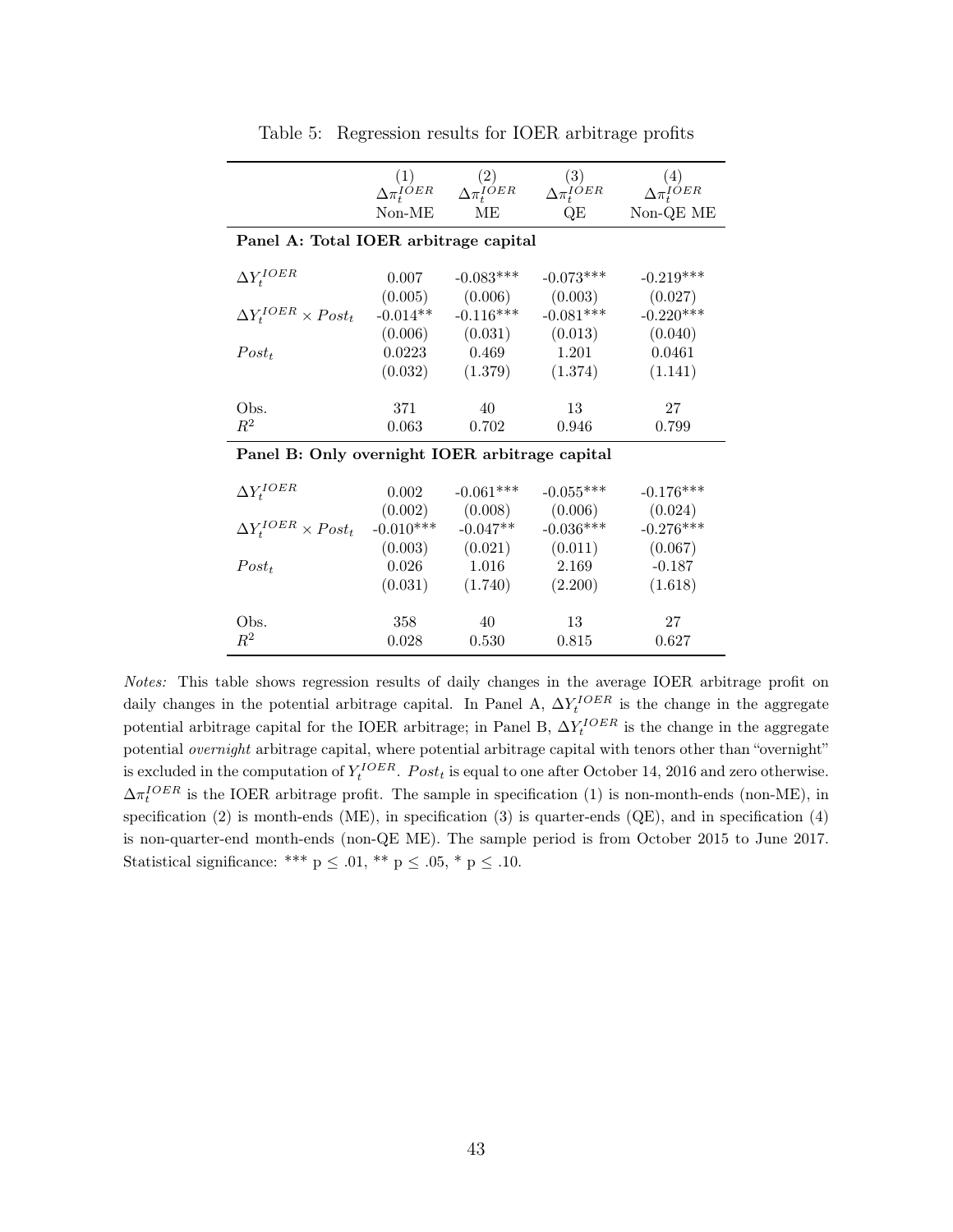Table 5: Regression results for IOER arbitrage profits

| | (1) | (2) | (3) | (4) |
|---|---|---|---|---|
| | $\Delta\pi_t^{IOER}$ | $\Delta\pi_t^{IOER}$ | $\Delta\pi_t^{IOER}$ | $\Delta\pi_t^{IOER}$ |
| | Non-ME | ME | QE | Non-QE ME |
| **Panel A: Total IOER arbitrage capital** | | | | |
| $\Delta Y_t^{IOER}$ | 0.007 | -0.083*** | -0.073*** | -0.219*** |
| | (0.005) | (0.006) | (0.003) | (0.027) |
| $\Delta Y_t^{IOER} \times Post_t$ | -0.014** | -0.116*** | -0.081*** | -0.220*** |
| | (0.006) | (0.031) | (0.013) | (0.040) |
| $Post_t$ | 0.0223 | 0.469 | 1.201 | 0.0461 |
| | (0.032) | (1.379) | (1.374) | (1.141) |
| Obs. | 371 | 40 | 13 | 27 |
| $R^2$ | 0.063 | 0.702 | 0.946 | 0.799 |
| **Panel B: Only overnight IOER arbitrage capital** | | | | |
| $\Delta Y_t^{IOER}$ | 0.002 | -0.061*** | -0.055*** | -0.176*** |
| | (0.002) | (0.008) | (0.006) | (0.024) |
| $\Delta Y_t^{IOER} \times Post_t$ | -0.010*** | -0.047** | -0.036*** | -0.276*** |
| | (0.003) | (0.021) | (0.011) | (0.067) |
| $Post_t$ | 0.026 | 1.016 | 2.169 | -0.187 |
| | (0.031) | (1.740) | (2.200) | (1.618) |
| Obs. | 358 | 40 | 13 | 27 |
| $R^2$ | 0.028 | 0.530 | 0.815 | 0.627 |

*Notes:* This table shows regression results of daily changes in the average IOER arbitrage profit on daily changes in the potential arbitrage capital. In Panel A, $\Delta Y_t^{IOER}$ is the change in the aggregate potential arbitrage capital for the IOER arbitrage; in Panel B, $\Delta Y_t^{IOER}$ is the change in the aggregate potential *overnight* arbitrage capital, where potential arbitrage capital with tenors other than "overnight" is excluded in the computation of $Y_t^{IOER}$. $Post_t$ is equal to one after October 14, 2016 and zero otherwise. $\Delta\pi_t^{IOER}$ is the IOER arbitrage profit. The sample in specification (1) is non-month-ends (non-ME), in specification (2) is month-ends (ME), in specification (3) is quarter-ends (QE), and in specification (4) is non-quarter-end month-ends (non-QE ME). The sample period is from October 2015 to June 2017. Statistical significance: *** $p \leq .01$, ** $p \leq .05$, * $p \leq .10$.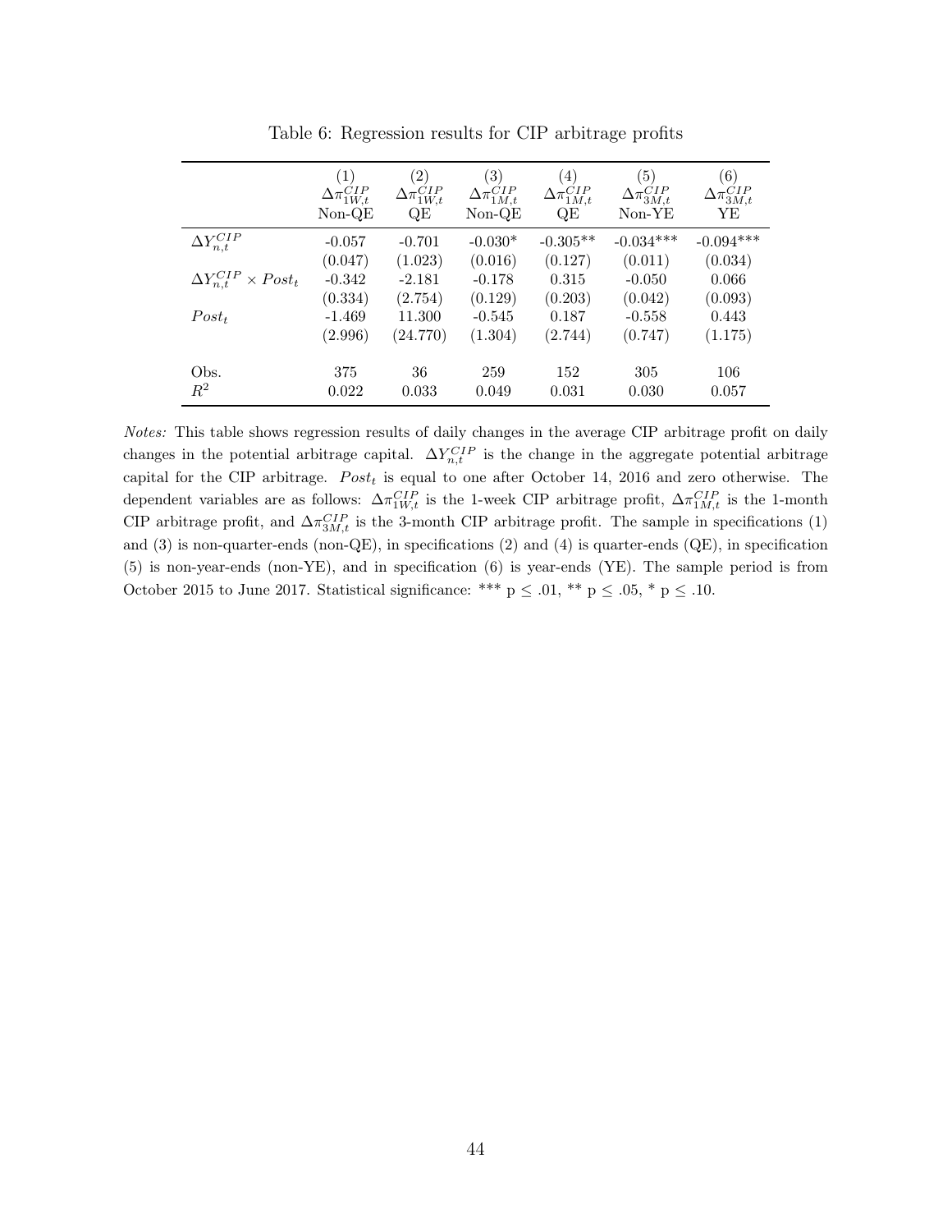Table 6: Regression results for CIP arbitrage profits

| | (1) $\Delta\pi^{CIP}_{1W,t}$ Non-QE | (2) $\Delta\pi^{CIP}_{1W,t}$ QE | (3) $\Delta\pi^{CIP}_{1M,t}$ Non-QE | (4) $\Delta\pi^{CIP}_{1M,t}$ QE | (5) $\Delta\pi^{CIP}_{3M,t}$ Non-YE | (6) $\Delta\pi^{CIP}_{3M,t}$ YE |
|---|---|---|---|---|---|---|
| $\Delta Y^{CIP}_{n,t}$ | -0.057 | -0.701 | -0.030* | -0.305** | -0.034*** | -0.094*** |
| | (0.047) | (1.023) | (0.016) | (0.127) | (0.011) | (0.034) |
| $\Delta Y^{CIP}_{n,t} \times Post_t$ | -0.342 | -2.181 | -0.178 | 0.315 | -0.050 | 0.066 |
| | (0.334) | (2.754) | (0.129) | (0.203) | (0.042) | (0.093) |
| $Post_t$ | -1.469 | 11.300 | -0.545 | 0.187 | -0.558 | 0.443 |
| | (2.996) | (24.770) | (1.304) | (2.744) | (0.747) | (1.175) |
| Obs. | 375 | 36 | 259 | 152 | 305 | 106 |
| $R^2$ | 0.022 | 0.033 | 0.049 | 0.031 | 0.030 | 0.057 |

*Notes:* This table shows regression results of daily changes in the average CIP arbitrage profit on daily changes in the potential arbitrage capital. $\Delta Y^{CIP}_{n,t}$ is the change in the aggregate potential arbitrage capital for the CIP arbitrage. $Post_t$ is equal to one after October 14, 2016 and zero otherwise. The dependent variables are as follows: $\Delta\pi^{CIP}_{1W,t}$ is the 1-week CIP arbitrage profit, $\Delta\pi^{CIP}_{1M,t}$ is the 1-month CIP arbitrage profit, and $\Delta\pi^{CIP}_{3M,t}$ is the 3-month CIP arbitrage profit. The sample in specifications (1) and (3) is non-quarter-ends (non-QE), in specifications (2) and (4) is quarter-ends (QE), in specification (5) is non-year-ends (non-YE), and in specification (6) is year-ends (YE). The sample period is from October 2015 to June 2017. Statistical significance: *** $p \leq .01$, ** $p \leq .05$, * $p \leq .10$.